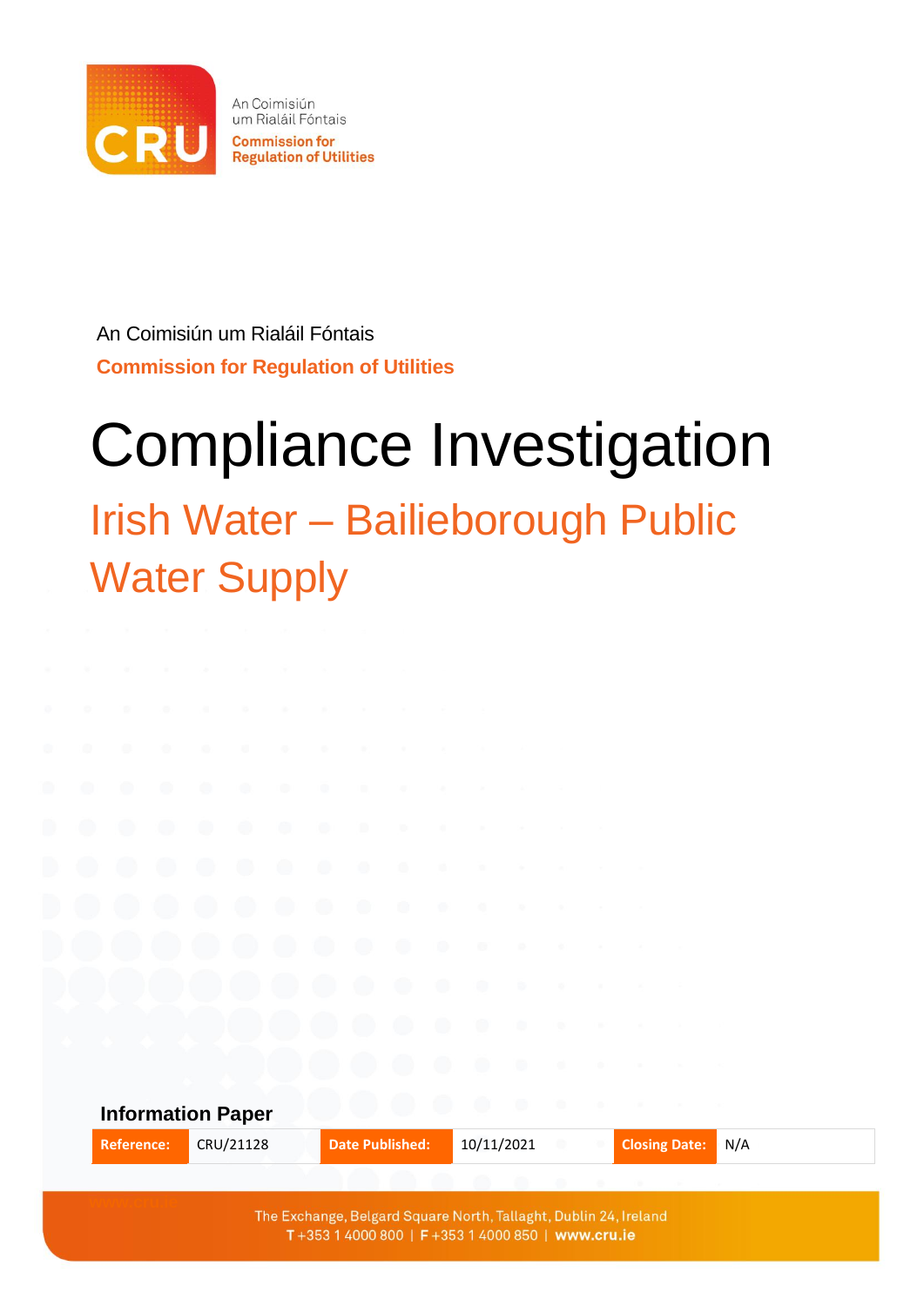An Coimisiún um Rialáil Fóntais

**Commission for Regulation of Utilities**

# Compliance Investigation

## Irish Water – Bailieborough Public Water Supply

**Information Paper**

| Reference: | CRU/21128 | Date Published: | 10/11/2021 | Closing Date: | N/A |
|---|---|---|---|---|---|

The Exchange, Belgard Square North, Tallaght, Dublin 24, Ireland
T +353 1 4000 800 | F +353 1 4000 850 | www.cru.ie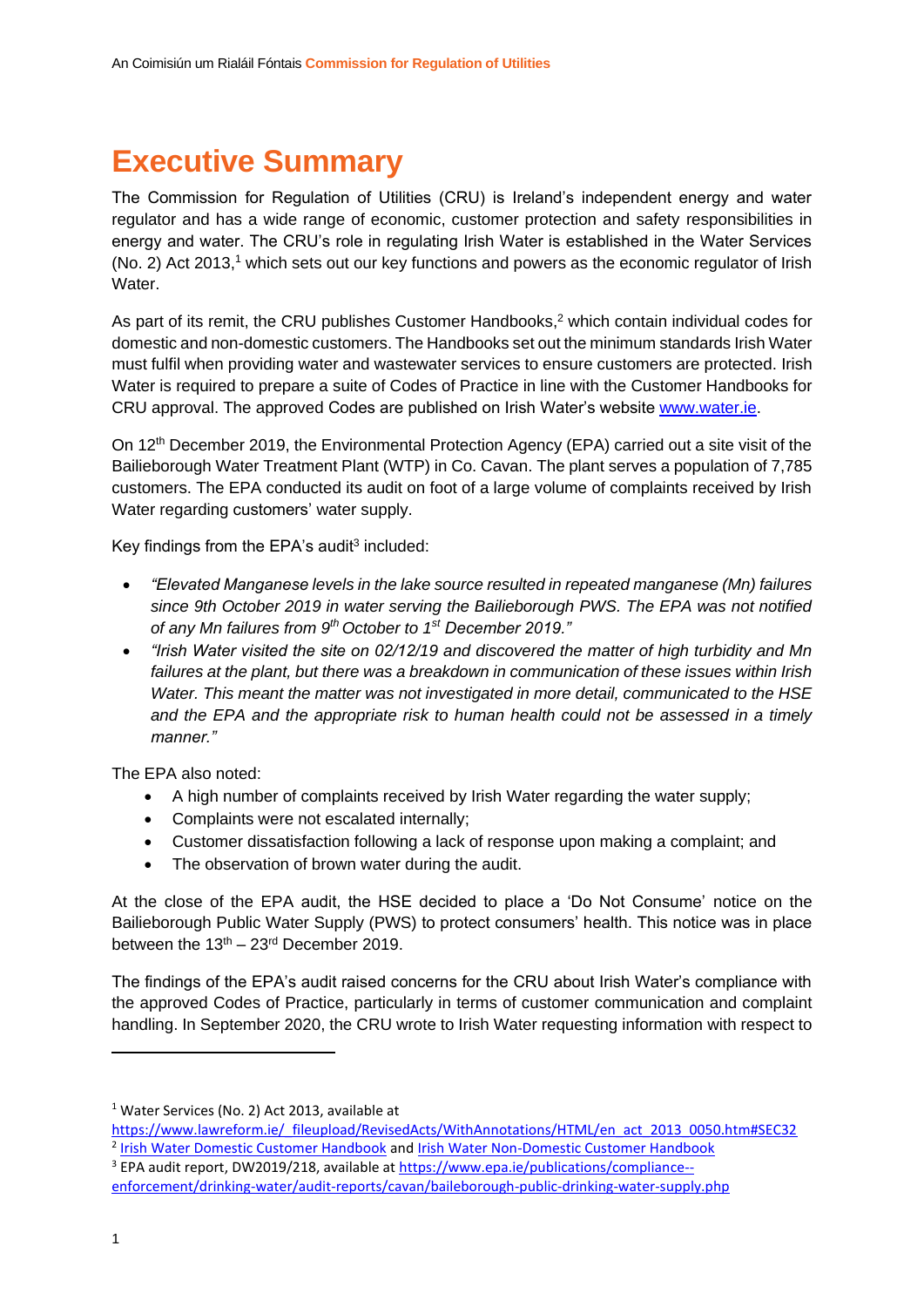# Executive Summary

The Commission for Regulation of Utilities (CRU) is Ireland's independent energy and water regulator and has a wide range of economic, customer protection and safety responsibilities in energy and water. The CRU's role in regulating Irish Water is established in the Water Services (No. 2) Act 2013,[1] which sets out our key functions and powers as the economic regulator of Irish Water.

As part of its remit, the CRU publishes Customer Handbooks,[2] which contain individual codes for domestic and non-domestic customers. The Handbooks set out the minimum standards Irish Water must fulfil when providing water and wastewater services to ensure customers are protected. Irish Water is required to prepare a suite of Codes of Practice in line with the Customer Handbooks for CRU approval. The approved Codes are published on Irish Water's website [www.water.ie](www.water.ie).

On 12th December 2019, the Environmental Protection Agency (EPA) carried out a site visit of the Bailieborough Water Treatment Plant (WTP) in Co. Cavan. The plant serves a population of 7,785 customers. The EPA conducted its audit on foot of a large volume of complaints received by Irish Water regarding customers' water supply.

Key findings from the EPA's audit[3] included:

- *"Elevated Manganese levels in the lake source resulted in repeated manganese (Mn) failures since 9th October 2019 in water serving the Bailieborough PWS. The EPA was not notified of any Mn failures from 9th October to 1st December 2019."*
- *"Irish Water visited the site on 02/12/19 and discovered the matter of high turbidity and Mn failures at the plant, but there was a breakdown in communication of these issues within Irish Water. This meant the matter was not investigated in more detail, communicated to the HSE and the EPA and the appropriate risk to human health could not be assessed in a timely manner."*

The EPA also noted:

- A high number of complaints received by Irish Water regarding the water supply;
- Complaints were not escalated internally;
- Customer dissatisfaction following a lack of response upon making a complaint; and
- The observation of brown water during the audit.

At the close of the EPA audit, the HSE decided to place a 'Do Not Consume' notice on the Bailieborough Public Water Supply (PWS) to protect consumers' health. This notice was in place between the 13th – 23rd December 2019.

The findings of the EPA's audit raised concerns for the CRU about Irish Water's compliance with the approved Codes of Practice, particularly in terms of customer communication and complaint handling. In September 2020, the CRU wrote to Irish Water requesting information with respect to

---

[1] Water Services (No. 2) Act 2013, available at https://www.lawreform.ie/_fileupload/RevisedActs/WithAnnotations/HTML/en_act_2013_0050.htm#SEC32

[2] Irish Water Domestic Customer Handbook and Irish Water Non-Domestic Customer Handbook

[3] EPA audit report, DW2019/218, available at https://www.epa.ie/publications/compliance--enforcement/drinking-water/audit-reports/cavan/baileborough-public-drinking-water-supply.php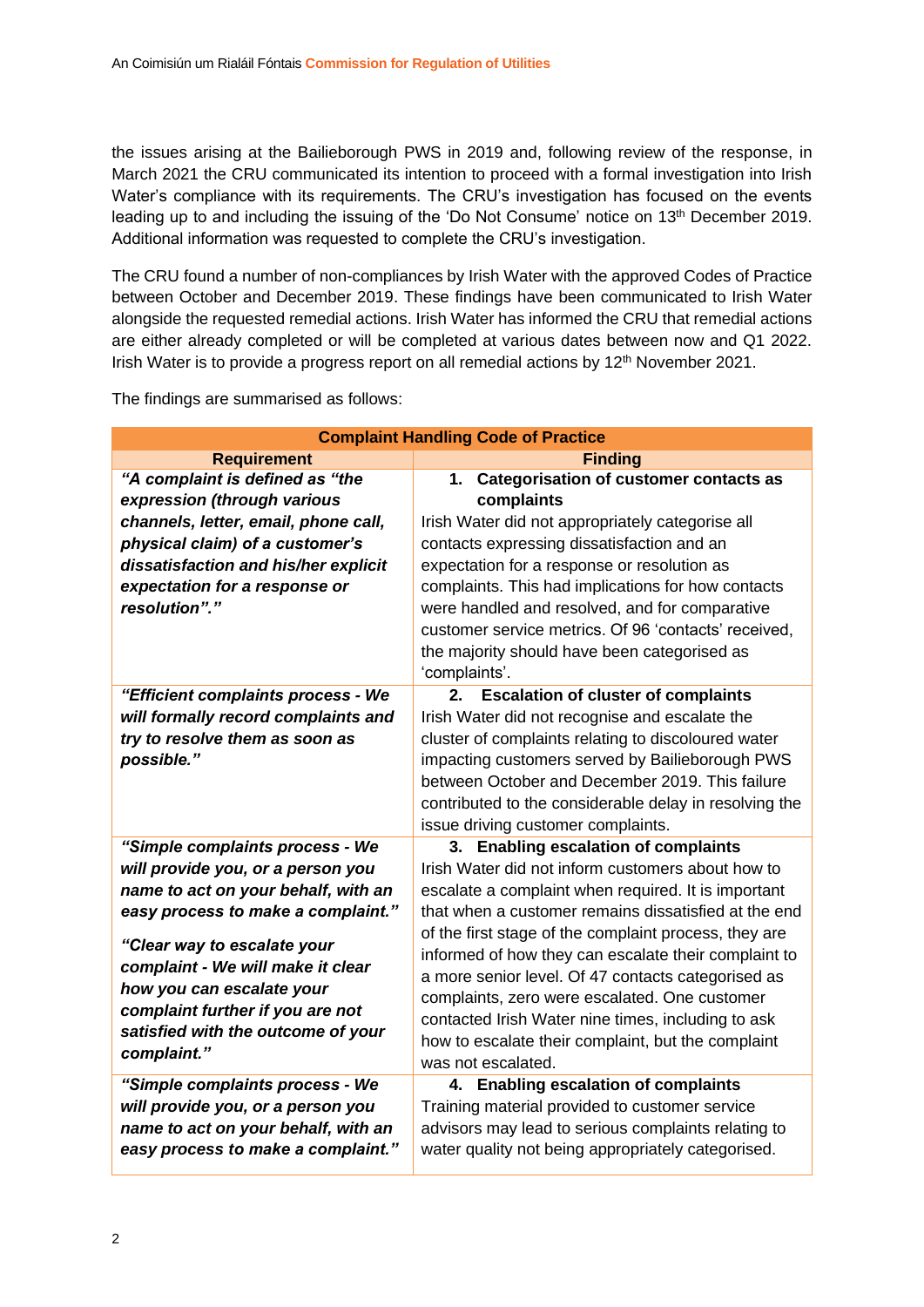the issues arising at the Bailieborough PWS in 2019 and, following review of the response, in March 2021 the CRU communicated its intention to proceed with a formal investigation into Irish Water's compliance with its requirements. The CRU's investigation has focused on the events leading up to and including the issuing of the 'Do Not Consume' notice on 13th December 2019. Additional information was requested to complete the CRU's investigation.

The CRU found a number of non-compliances by Irish Water with the approved Codes of Practice between October and December 2019. These findings have been communicated to Irish Water alongside the requested remedial actions. Irish Water has informed the CRU that remedial actions are either already completed or will be completed at various dates between now and Q1 2022. Irish Water is to provide a progress report on all remedial actions by 12th November 2021.

The findings are summarised as follows:

| Complaint Handling Code of Practice | |
|---|---|
| **Requirement** | **Finding** |
| ***"A complaint is defined as "the expression (through various channels, letter, email, phone call, physical claim) of a customer's dissatisfaction and his/her explicit expectation for a response or resolution"."*** | **1. Categorisation of customer contacts as complaints** Irish Water did not appropriately categorise all contacts expressing dissatisfaction and an expectation for a response or resolution as complaints. This had implications for how contacts were handled and resolved, and for comparative customer service metrics. Of 96 'contacts' received, the majority should have been categorised as 'complaints'. |
| ***"Efficient complaints process - We will formally record complaints and try to resolve them as soon as possible."*** | **2. Escalation of cluster of complaints** Irish Water did not recognise and escalate the cluster of complaints relating to discoloured water impacting customers served by Bailieborough PWS between October and December 2019. This failure contributed to the considerable delay in resolving the issue driving customer complaints. |
| ***"Simple complaints process - We will provide you, or a person you name to act on your behalf, with an easy process to make a complaint."*** ***"Clear way to escalate your complaint - We will make it clear how you can escalate your complaint further if you are not satisfied with the outcome of your complaint."*** | **3. Enabling escalation of complaints** Irish Water did not inform customers about how to escalate a complaint when required. It is important that when a customer remains dissatisfied at the end of the first stage of the complaint process, they are informed of how they can escalate their complaint to a more senior level. Of 47 contacts categorised as complaints, zero were escalated. One customer contacted Irish Water nine times, including to ask how to escalate their complaint, but the complaint was not escalated. |
| ***"Simple complaints process - We will provide you, or a person you name to act on your behalf, with an easy process to make a complaint."*** | **4. Enabling escalation of complaints** Training material provided to customer service advisors may lead to serious complaints relating to water quality not being appropriately categorised. |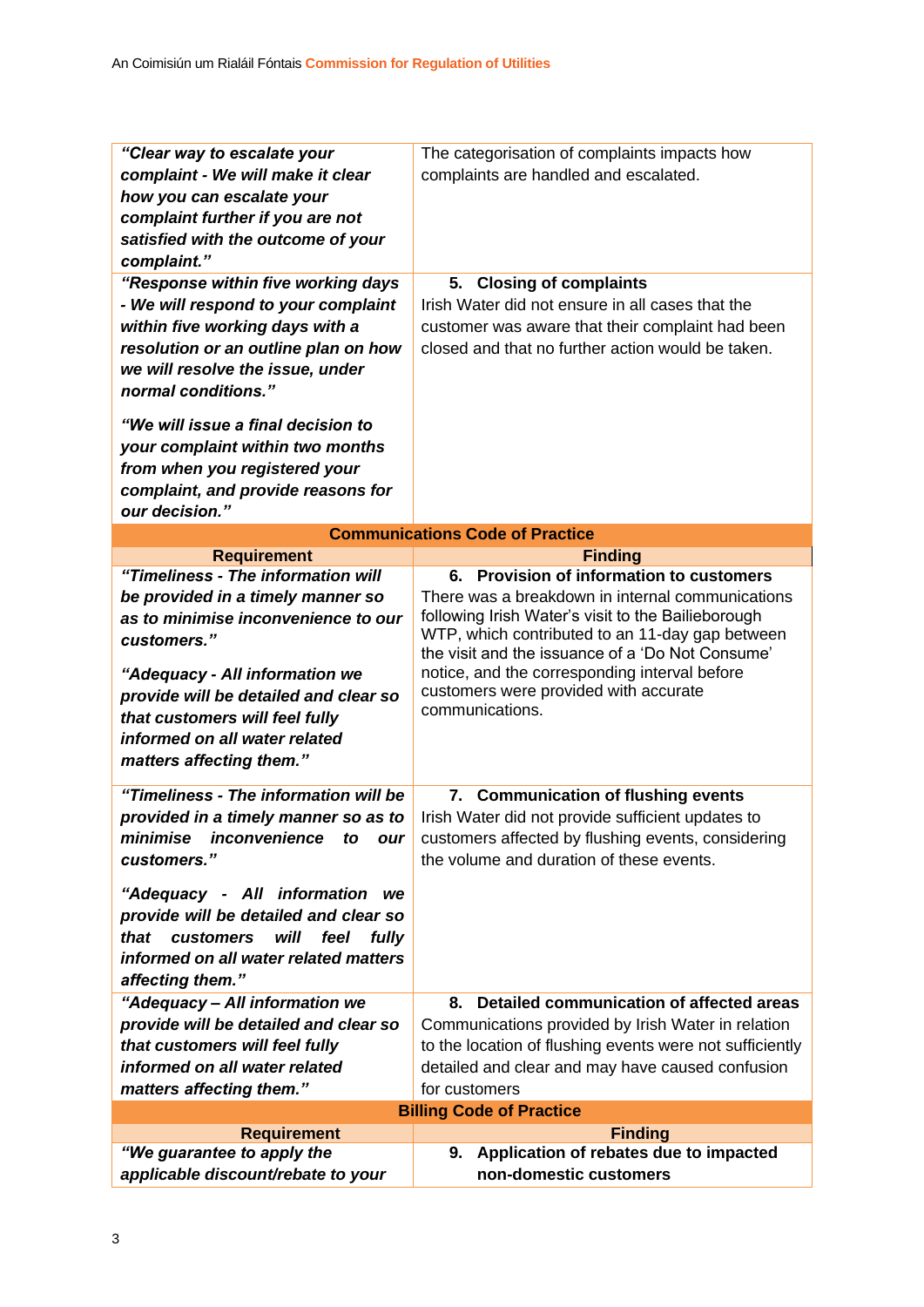| | |
|---|---|
| ***"Clear way to escalate your complaint - We will make it clear how you can escalate your complaint further if you are not satisfied with the outcome of your complaint."*** | The categorisation of complaints impacts how complaints are handled and escalated. |
| ***"Response within five working days - We will respond to your complaint within five working days with a resolution or an outline plan on how we will resolve the issue, under normal conditions."*** <br><br> ***"We will issue a final decision to your complaint within two months from when you registered your complaint, and provide reasons for our decision."*** | **5. Closing of complaints** <br> Irish Water did not ensure in all cases that the customer was aware that their complaint had been closed and that no further action would be taken. |

**Communications Code of Practice**

| Requirement | Finding |
|---|---|
| ***"Timeliness - The information will be provided in a timely manner so as to minimise inconvenience to our customers."*** <br><br> ***"Adequacy - All information we provide will be detailed and clear so that customers will feel fully informed on all water related matters affecting them."*** | **6. Provision of information to customers** <br> There was a breakdown in internal communications following Irish Water's visit to the Bailieborough WTP, which contributed to an 11-day gap between the visit and the issuance of a 'Do Not Consume' notice, and the corresponding interval before customers were provided with accurate communications. |
| ***"Timeliness - The information will be provided in a timely manner so as to minimise inconvenience to our customers."*** <br><br> ***"Adequacy - All information we provide will be detailed and clear so that customers will feel fully informed on all water related matters affecting them."*** | **7. Communication of flushing events** <br> Irish Water did not provide sufficient updates to customers affected by flushing events, considering the volume and duration of these events. |
| ***"Adequacy – All information we provide will be detailed and clear so that customers will feel fully informed on all water related matters affecting them."*** | **8. Detailed communication of affected areas** <br> Communications provided by Irish Water in relation to the location of flushing events were not sufficiently detailed and clear and may have caused confusion for customers |

**Billing Code of Practice**

| Requirement | Finding |
|---|---|
| ***"We guarantee to apply the applicable discount/rebate to your*** | **9. Application of rebates due to impacted non-domestic customers** |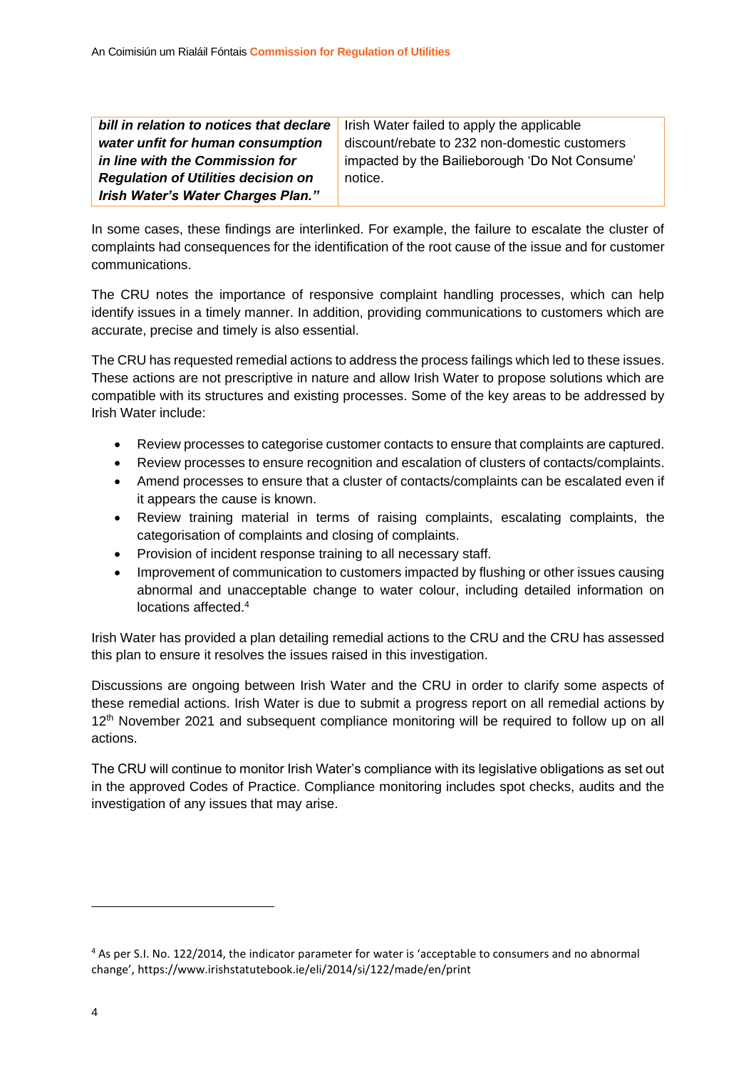| ***bill in relation to notices that declare water unfit for human consumption in line with the Commission for Regulation of Utilities decision on Irish Water's Water Charges Plan."*** | Irish Water failed to apply the applicable discount/rebate to 232 non-domestic customers impacted by the Bailieborough 'Do Not Consume' notice. |
|---|---|

In some cases, these findings are interlinked. For example, the failure to escalate the cluster of complaints had consequences for the identification of the root cause of the issue and for customer communications.

The CRU notes the importance of responsive complaint handling processes, which can help identify issues in a timely manner. In addition, providing communications to customers which are accurate, precise and timely is also essential.

The CRU has requested remedial actions to address the process failings which led to these issues. These actions are not prescriptive in nature and allow Irish Water to propose solutions which are compatible with its structures and existing processes. Some of the key areas to be addressed by Irish Water include:

- Review processes to categorise customer contacts to ensure that complaints are captured.
- Review processes to ensure recognition and escalation of clusters of contacts/complaints.
- Amend processes to ensure that a cluster of contacts/complaints can be escalated even if it appears the cause is known.
- Review training material in terms of raising complaints, escalating complaints, the categorisation of complaints and closing of complaints.
- Provision of incident response training to all necessary staff.
- Improvement of communication to customers impacted by flushing or other issues causing abnormal and unacceptable change to water colour, including detailed information on locations affected.[4]

Irish Water has provided a plan detailing remedial actions to the CRU and the CRU has assessed this plan to ensure it resolves the issues raised in this investigation.

Discussions are ongoing between Irish Water and the CRU in order to clarify some aspects of these remedial actions. Irish Water is due to submit a progress report on all remedial actions by 12th November 2021 and subsequent compliance monitoring will be required to follow up on all actions.

The CRU will continue to monitor Irish Water's compliance with its legislative obligations as set out in the approved Codes of Practice. Compliance monitoring includes spot checks, audits and the investigation of any issues that may arise.

[4] As per S.I. No. 122/2014, the indicator parameter for water is 'acceptable to consumers and no abnormal change', https://www.irishstatutebook.ie/eli/2014/si/122/made/en/print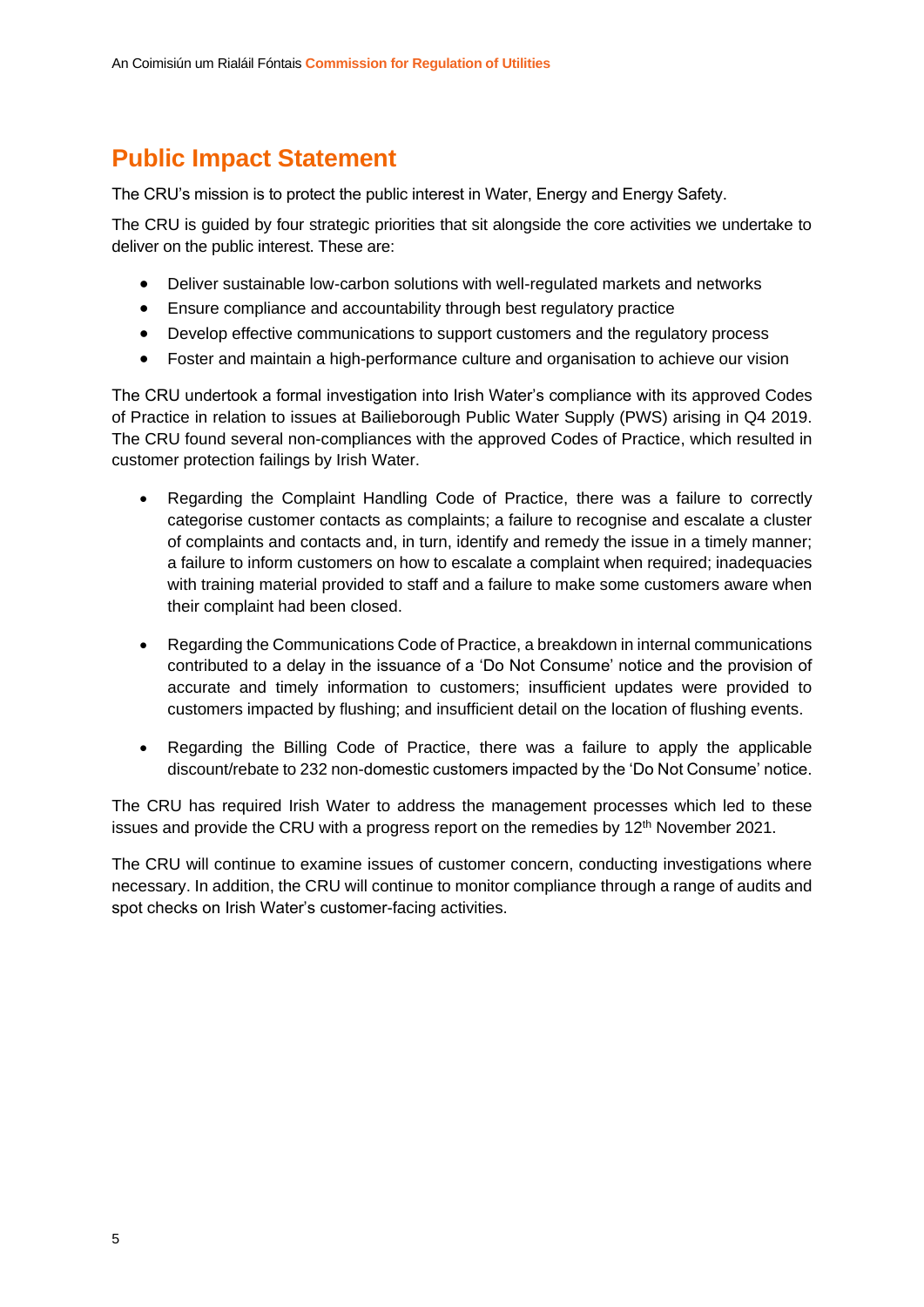## Public Impact Statement

The CRU's mission is to protect the public interest in Water, Energy and Energy Safety.

The CRU is guided by four strategic priorities that sit alongside the core activities we undertake to deliver on the public interest. These are:

- Deliver sustainable low-carbon solutions with well-regulated markets and networks
- Ensure compliance and accountability through best regulatory practice
- Develop effective communications to support customers and the regulatory process
- Foster and maintain a high-performance culture and organisation to achieve our vision

The CRU undertook a formal investigation into Irish Water's compliance with its approved Codes of Practice in relation to issues at Bailieborough Public Water Supply (PWS) arising in Q4 2019. The CRU found several non-compliances with the approved Codes of Practice, which resulted in customer protection failings by Irish Water.

- Regarding the Complaint Handling Code of Practice, there was a failure to correctly categorise customer contacts as complaints; a failure to recognise and escalate a cluster of complaints and contacts and, in turn, identify and remedy the issue in a timely manner; a failure to inform customers on how to escalate a complaint when required; inadequacies with training material provided to staff and a failure to make some customers aware when their complaint had been closed.

- Regarding the Communications Code of Practice, a breakdown in internal communications contributed to a delay in the issuance of a 'Do Not Consume' notice and the provision of accurate and timely information to customers; insufficient updates were provided to customers impacted by flushing; and insufficient detail on the location of flushing events.

- Regarding the Billing Code of Practice, there was a failure to apply the applicable discount/rebate to 232 non-domestic customers impacted by the 'Do Not Consume' notice.

The CRU has required Irish Water to address the management processes which led to these issues and provide the CRU with a progress report on the remedies by 12th November 2021.

The CRU will continue to examine issues of customer concern, conducting investigations where necessary. In addition, the CRU will continue to monitor compliance through a range of audits and spot checks on Irish Water's customer-facing activities.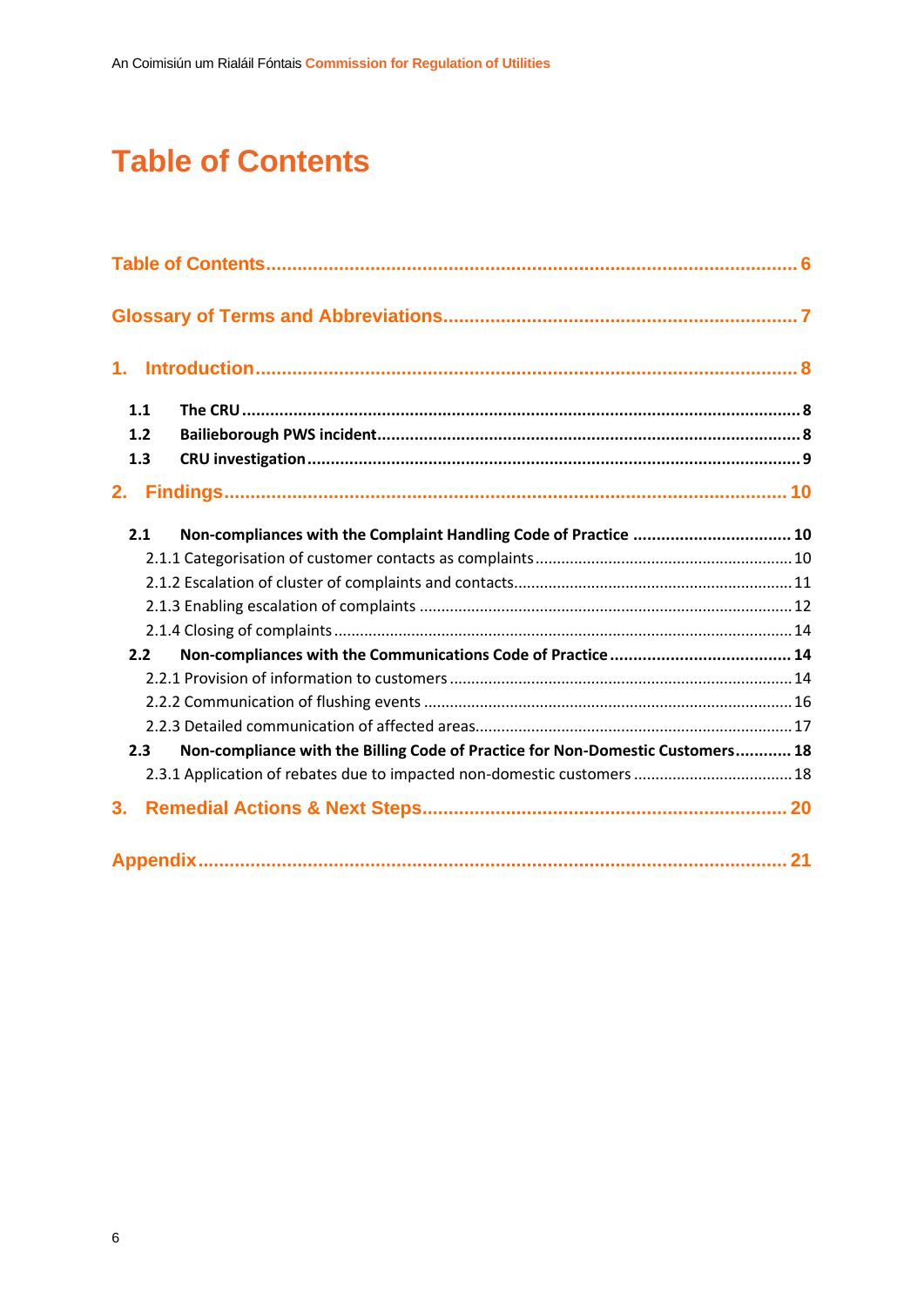# Table of Contents

Table of Contents ............................................................................................... 6

Glossary of Terms and Abbreviations ..................................................................... 7

1. Introduction ..................................................................................................... 8

- 1.1 The CRU ........................................................................................................ 8
- 1.2 Bailieborough PWS incident ........................................................................... 8
- 1.3 CRU investigation .......................................................................................... 9

2. Findings .......................................................................................................... 10

- 2.1 Non-compliances with the Complaint Handling Code of Practice .................. 10
  - 2.1.1 Categorisation of customer contacts as complaints ................................ 10
  - 2.1.2 Escalation of cluster of complaints and contacts ..................................... 11
  - 2.1.3 Enabling escalation of complaints ........................................................... 12
  - 2.1.4 Closing of complaints .............................................................................. 14
- 2.2 Non-compliances with the Communications Code of Practice ....................... 14
  - 2.2.1 Provision of information to customers ..................................................... 14
  - 2.2.2 Communication of flushing events ........................................................... 16
  - 2.2.3 Detailed communication of affected areas ............................................... 17
- 2.3 Non-compliance with the Billing Code of Practice for Non-Domestic Customers ............ 18
  - 2.3.1 Application of rebates due to impacted non-domestic customers .............. 18

3. Remedial Actions & Next Steps ...................................................................... 20

Appendix ............................................................................................................. 21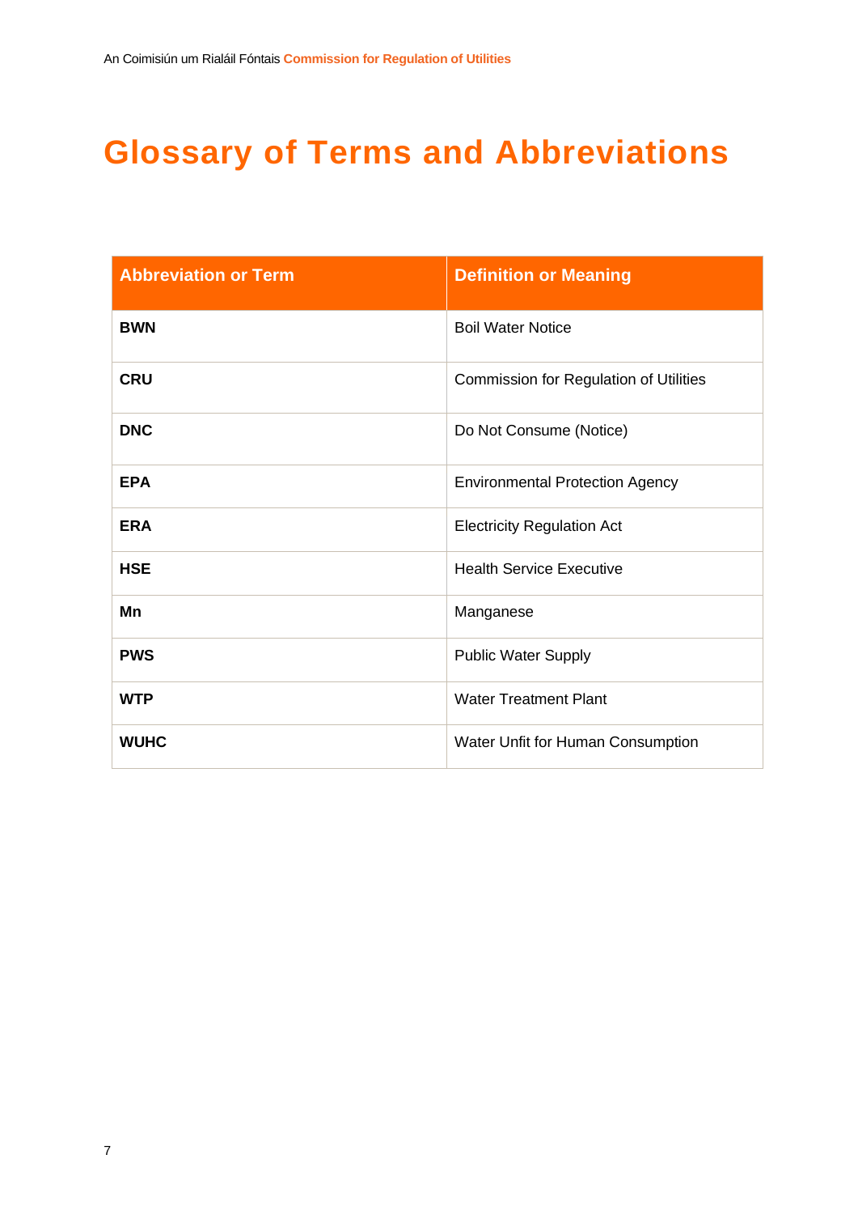# Glossary of Terms and Abbreviations

| Abbreviation or Term | Definition or Meaning |
|---|---|
| **BWN** | Boil Water Notice |
| **CRU** | Commission for Regulation of Utilities |
| **DNC** | Do Not Consume (Notice) |
| **EPA** | Environmental Protection Agency |
| **ERA** | Electricity Regulation Act |
| **HSE** | Health Service Executive |
| **Mn** | Manganese |
| **PWS** | Public Water Supply |
| **WTP** | Water Treatment Plant |
| **WUHC** | Water Unfit for Human Consumption |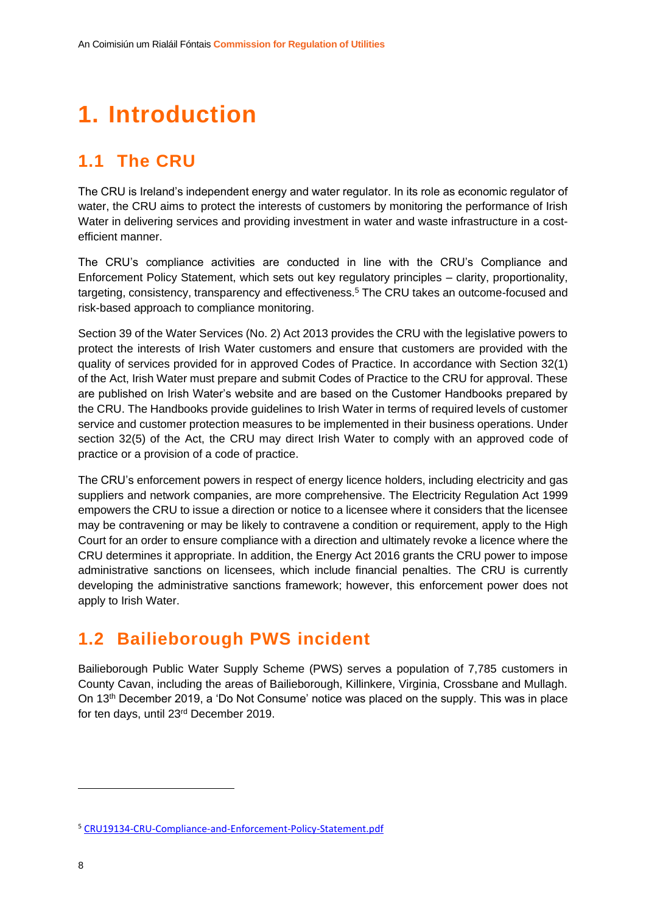# 1. Introduction

## 1.1 The CRU

The CRU is Ireland's independent energy and water regulator. In its role as economic regulator of water, the CRU aims to protect the interests of customers by monitoring the performance of Irish Water in delivering services and providing investment in water and waste infrastructure in a cost-efficient manner.

The CRU's compliance activities are conducted in line with the CRU's Compliance and Enforcement Policy Statement, which sets out key regulatory principles – clarity, proportionality, targeting, consistency, transparency and effectiveness.[5] The CRU takes an outcome-focused and risk-based approach to compliance monitoring.

Section 39 of the Water Services (No. 2) Act 2013 provides the CRU with the legislative powers to protect the interests of Irish Water customers and ensure that customers are provided with the quality of services provided for in approved Codes of Practice. In accordance with Section 32(1) of the Act, Irish Water must prepare and submit Codes of Practice to the CRU for approval. These are published on Irish Water's website and are based on the Customer Handbooks prepared by the CRU. The Handbooks provide guidelines to Irish Water in terms of required levels of customer service and customer protection measures to be implemented in their business operations. Under section 32(5) of the Act, the CRU may direct Irish Water to comply with an approved code of practice or a provision of a code of practice.

The CRU's enforcement powers in respect of energy licence holders, including electricity and gas suppliers and network companies, are more comprehensive. The Electricity Regulation Act 1999 empowers the CRU to issue a direction or notice to a licensee where it considers that the licensee may be contravening or may be likely to contravene a condition or requirement, apply to the High Court for an order to ensure compliance with a direction and ultimately revoke a licence where the CRU determines it appropriate. In addition, the Energy Act 2016 grants the CRU power to impose administrative sanctions on licensees, which include financial penalties. The CRU is currently developing the administrative sanctions framework; however, this enforcement power does not apply to Irish Water.

## 1.2 Bailieborough PWS incident

Bailieborough Public Water Supply Scheme (PWS) serves a population of 7,785 customers in County Cavan, including the areas of Bailieborough, Killinkere, Virginia, Crossbane and Mullagh. On 13th December 2019, a 'Do Not Consume' notice was placed on the supply. This was in place for ten days, until 23rd December 2019.

[5] CRU19134-CRU-Compliance-and-Enforcement-Policy-Statement.pdf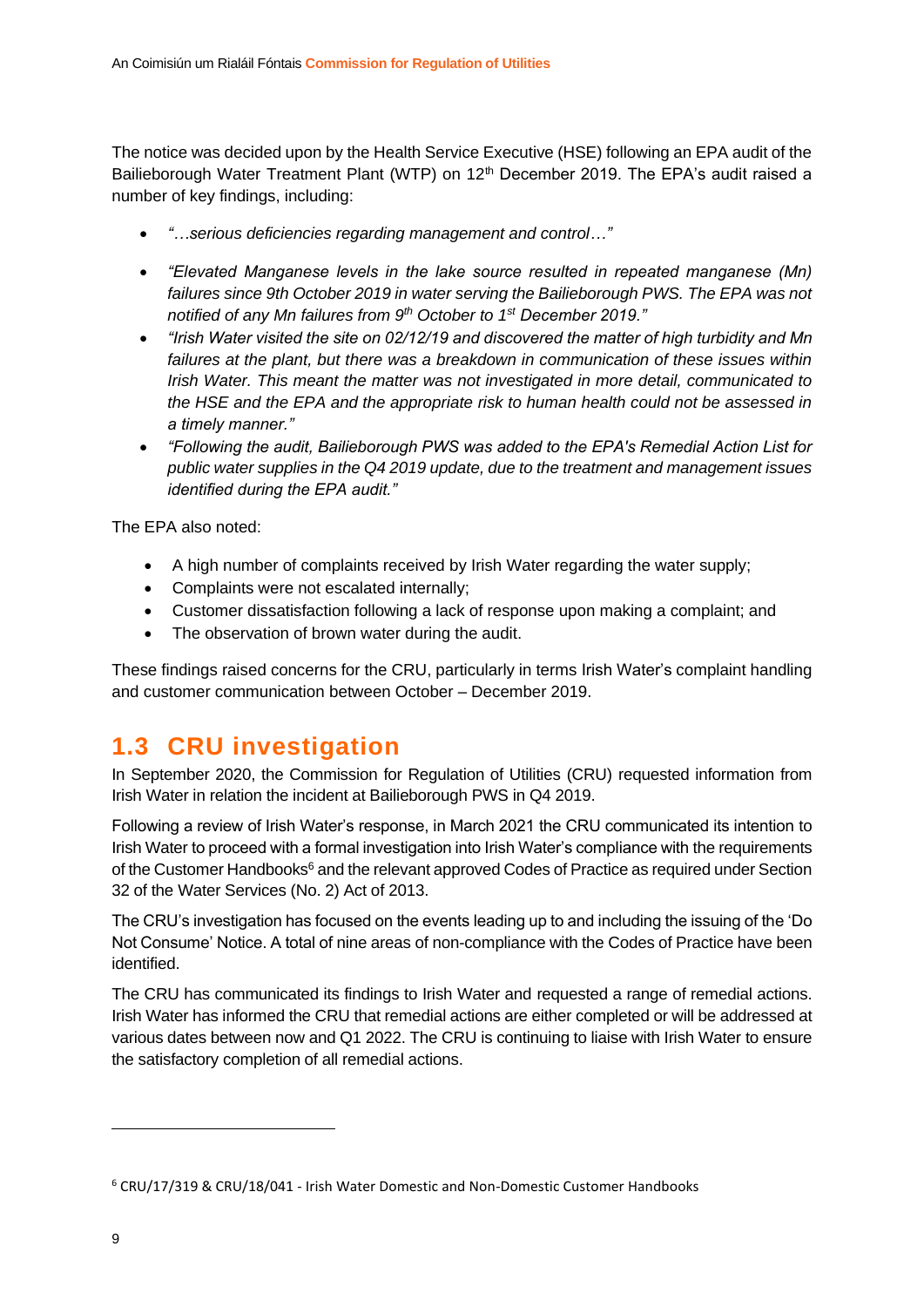The notice was decided upon by the Health Service Executive (HSE) following an EPA audit of the Bailieborough Water Treatment Plant (WTP) on 12th December 2019. The EPA's audit raised a number of key findings, including:

- *"…serious deficiencies regarding management and control…"*
- *"Elevated Manganese levels in the lake source resulted in repeated manganese (Mn) failures since 9th October 2019 in water serving the Bailieborough PWS. The EPA was not notified of any Mn failures from 9th October to 1st December 2019."*
- *"Irish Water visited the site on 02/12/19 and discovered the matter of high turbidity and Mn failures at the plant, but there was a breakdown in communication of these issues within Irish Water. This meant the matter was not investigated in more detail, communicated to the HSE and the EPA and the appropriate risk to human health could not be assessed in a timely manner."*
- *"Following the audit, Bailieborough PWS was added to the EPA's Remedial Action List for public water supplies in the Q4 2019 update, due to the treatment and management issues identified during the EPA audit."*

The EPA also noted:

- A high number of complaints received by Irish Water regarding the water supply;
- Complaints were not escalated internally;
- Customer dissatisfaction following a lack of response upon making a complaint; and
- The observation of brown water during the audit.

These findings raised concerns for the CRU, particularly in terms Irish Water's complaint handling and customer communication between October – December 2019.

## 1.3 CRU investigation

In September 2020, the Commission for Regulation of Utilities (CRU) requested information from Irish Water in relation the incident at Bailieborough PWS in Q4 2019.

Following a review of Irish Water's response, in March 2021 the CRU communicated its intention to Irish Water to proceed with a formal investigation into Irish Water's compliance with the requirements of the Customer Handbooks[6] and the relevant approved Codes of Practice as required under Section 32 of the Water Services (No. 2) Act of 2013.

The CRU's investigation has focused on the events leading up to and including the issuing of the 'Do Not Consume' Notice. A total of nine areas of non-compliance with the Codes of Practice have been identified.

The CRU has communicated its findings to Irish Water and requested a range of remedial actions. Irish Water has informed the CRU that remedial actions are either completed or will be addressed at various dates between now and Q1 2022. The CRU is continuing to liaise with Irish Water to ensure the satisfactory completion of all remedial actions.

---

[6] CRU/17/319 & CRU/18/041 - Irish Water Domestic and Non-Domestic Customer Handbooks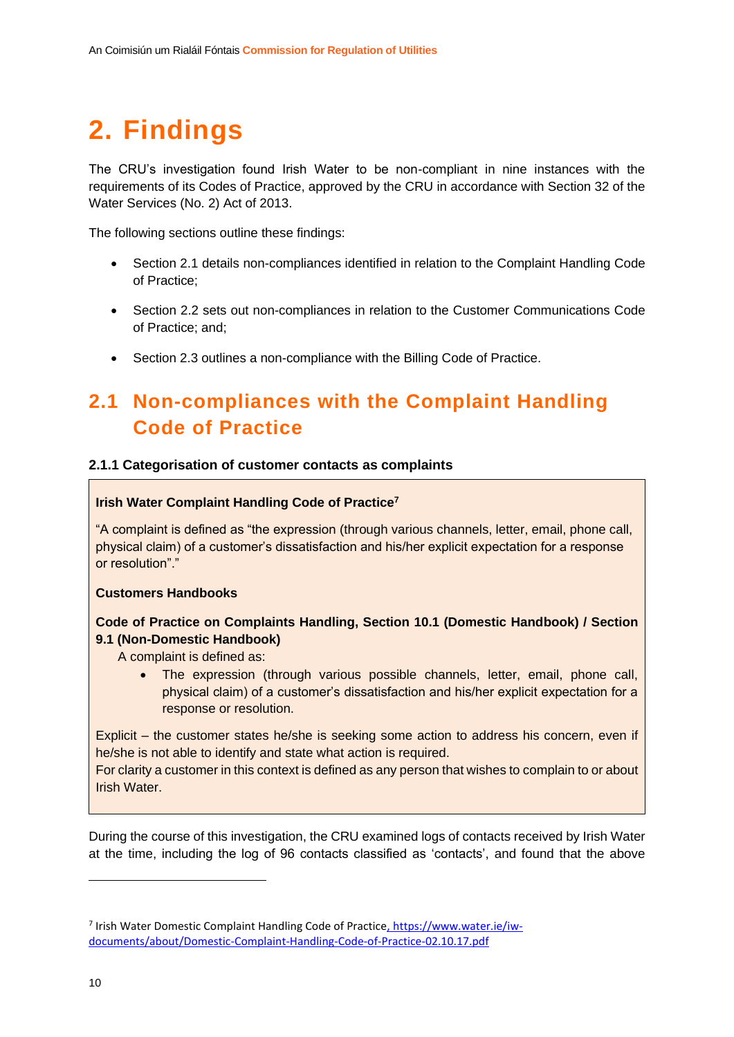# 2. Findings

The CRU's investigation found Irish Water to be non-compliant in nine instances with the requirements of its Codes of Practice, approved by the CRU in accordance with Section 32 of the Water Services (No. 2) Act of 2013.

The following sections outline these findings:

- Section 2.1 details non-compliances identified in relation to the Complaint Handling Code of Practice;
- Section 2.2 sets out non-compliances in relation to the Customer Communications Code of Practice; and;
- Section 2.3 outlines a non-compliance with the Billing Code of Practice.

## 2.1 Non-compliances with the Complaint Handling Code of Practice

### 2.1.1 Categorisation of customer contacts as complaints

**Irish Water Complaint Handling Code of Practice[7]**

"A complaint is defined as "the expression (through various channels, letter, email, phone call, physical claim) of a customer's dissatisfaction and his/her explicit expectation for a response or resolution"."

**Customers Handbooks**

**Code of Practice on Complaints Handling, Section 10.1 (Domestic Handbook) / Section 9.1 (Non-Domestic Handbook)**

A complaint is defined as:

- The expression (through various possible channels, letter, email, phone call, physical claim) of a customer's dissatisfaction and his/her explicit expectation for a response or resolution.

Explicit – the customer states he/she is seeking some action to address his concern, even if he/she is not able to identify and state what action is required.
For clarity a customer in this context is defined as any person that wishes to complain to or about Irish Water.

During the course of this investigation, the CRU examined logs of contacts received by Irish Water at the time, including the log of 96 contacts classified as 'contacts', and found that the above

[7] Irish Water Domestic Complaint Handling Code of Practice, https://www.water.ie/iw-documents/about/Domestic-Complaint-Handling-Code-of-Practice-02.10.17.pdf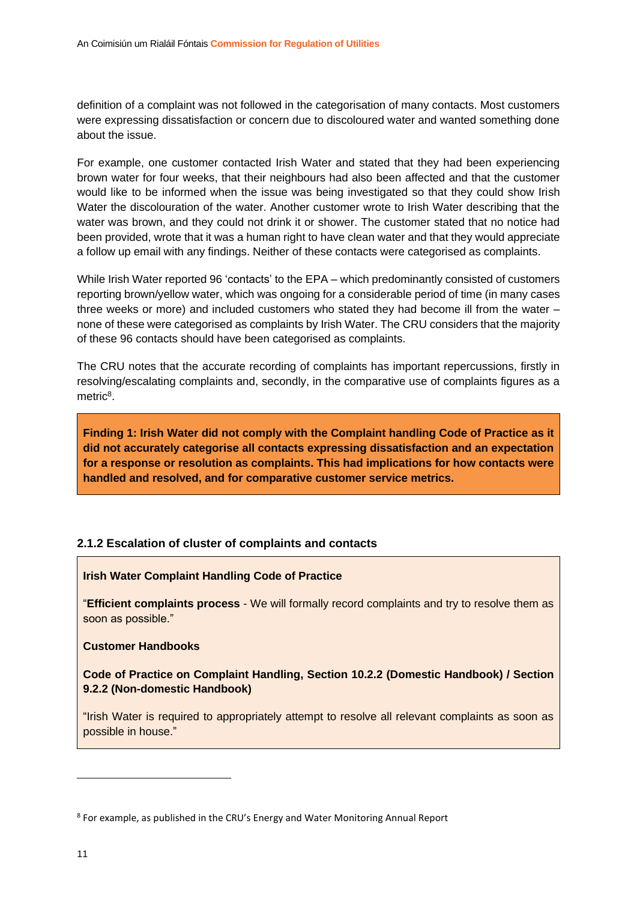definition of a complaint was not followed in the categorisation of many contacts. Most customers were expressing dissatisfaction or concern due to discoloured water and wanted something done about the issue.

For example, one customer contacted Irish Water and stated that they had been experiencing brown water for four weeks, that their neighbours had also been affected and that the customer would like to be informed when the issue was being investigated so that they could show Irish Water the discolouration of the water. Another customer wrote to Irish Water describing that the water was brown, and they could not drink it or shower. The customer stated that no notice had been provided, wrote that it was a human right to have clean water and that they would appreciate a follow up email with any findings. Neither of these contacts were categorised as complaints.

While Irish Water reported 96 'contacts' to the EPA – which predominantly consisted of customers reporting brown/yellow water, which was ongoing for a considerable period of time (in many cases three weeks or more) and included customers who stated they had become ill from the water – none of these were categorised as complaints by Irish Water. The CRU considers that the majority of these 96 contacts should have been categorised as complaints.

The CRU notes that the accurate recording of complaints has important repercussions, firstly in resolving/escalating complaints and, secondly, in the comparative use of complaints figures as a metric[8].

**Finding 1: Irish Water did not comply with the Complaint handling Code of Practice as it did not accurately categorise all contacts expressing dissatisfaction and an expectation for a response or resolution as complaints. This had implications for how contacts were handled and resolved, and for comparative customer service metrics.**

### 2.1.2 Escalation of cluster of complaints and contacts

**Irish Water Complaint Handling Code of Practice**

"**Efficient complaints process** - We will formally record complaints and try to resolve them as soon as possible."

**Customer Handbooks**

**Code of Practice on Complaint Handling, Section 10.2.2 (Domestic Handbook) / Section 9.2.2 (Non-domestic Handbook)**

"Irish Water is required to appropriately attempt to resolve all relevant complaints as soon as possible in house."

---

[8] For example, as published in the CRU's Energy and Water Monitoring Annual Report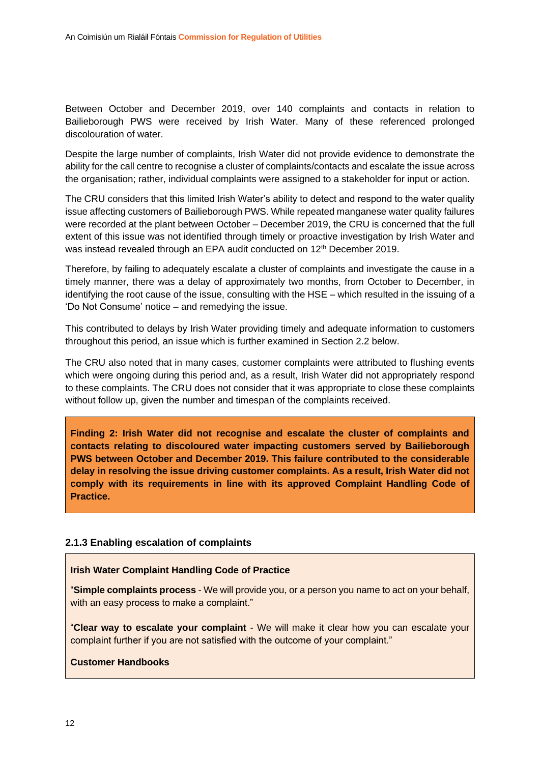Between October and December 2019, over 140 complaints and contacts in relation to Bailieborough PWS were received by Irish Water. Many of these referenced prolonged discolouration of water.

Despite the large number of complaints, Irish Water did not provide evidence to demonstrate the ability for the call centre to recognise a cluster of complaints/contacts and escalate the issue across the organisation; rather, individual complaints were assigned to a stakeholder for input or action.

The CRU considers that this limited Irish Water's ability to detect and respond to the water quality issue affecting customers of Bailieborough PWS. While repeated manganese water quality failures were recorded at the plant between October – December 2019, the CRU is concerned that the full extent of this issue was not identified through timely or proactive investigation by Irish Water and was instead revealed through an EPA audit conducted on 12th December 2019.

Therefore, by failing to adequately escalate a cluster of complaints and investigate the cause in a timely manner, there was a delay of approximately two months, from October to December, in identifying the root cause of the issue, consulting with the HSE – which resulted in the issuing of a 'Do Not Consume' notice – and remedying the issue.

This contributed to delays by Irish Water providing timely and adequate information to customers throughout this period, an issue which is further examined in Section 2.2 below.

The CRU also noted that in many cases, customer complaints were attributed to flushing events which were ongoing during this period and, as a result, Irish Water did not appropriately respond to these complaints. The CRU does not consider that it was appropriate to close these complaints without follow up, given the number and timespan of the complaints received.

**Finding 2: Irish Water did not recognise and escalate the cluster of complaints and contacts relating to discoloured water impacting customers served by Bailieborough PWS between October and December 2019. This failure contributed to the considerable delay in resolving the issue driving customer complaints. As a result, Irish Water did not comply with its requirements in line with its approved Complaint Handling Code of Practice.**

### 2.1.3 Enabling escalation of complaints

**Irish Water Complaint Handling Code of Practice**

"**Simple complaints process** - We will provide you, or a person you name to act on your behalf, with an easy process to make a complaint."

"**Clear way to escalate your complaint** - We will make it clear how you can escalate your complaint further if you are not satisfied with the outcome of your complaint."

**Customer Handbooks**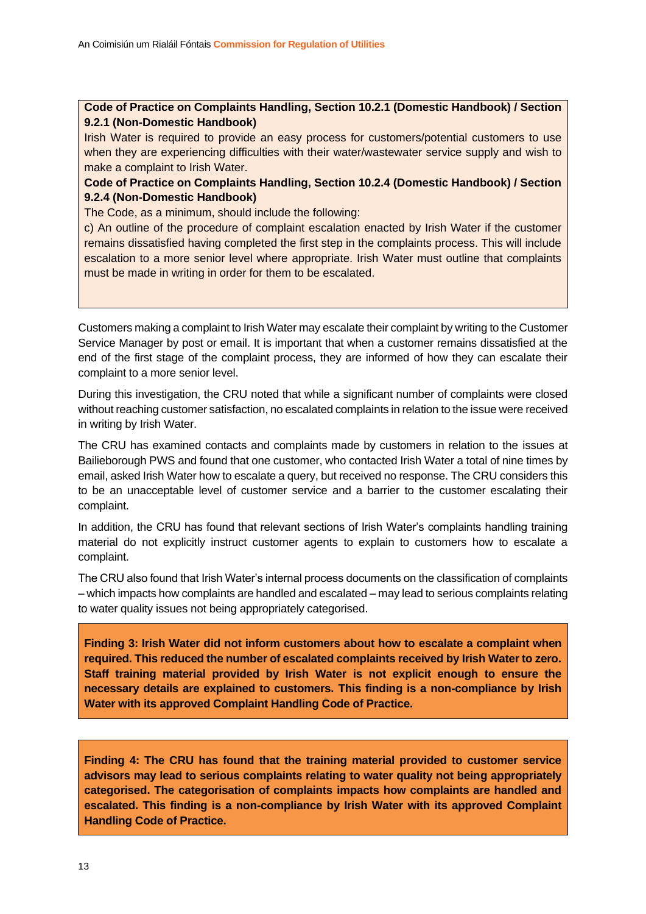**Code of Practice on Complaints Handling, Section 10.2.1 (Domestic Handbook) / Section 9.2.1 (Non-Domestic Handbook)**

Irish Water is required to provide an easy process for customers/potential customers to use when they are experiencing difficulties with their water/wastewater service supply and wish to make a complaint to Irish Water.

**Code of Practice on Complaints Handling, Section 10.2.4 (Domestic Handbook) / Section 9.2.4 (Non-Domestic Handbook)**

The Code, as a minimum, should include the following:

c) An outline of the procedure of complaint escalation enacted by Irish Water if the customer remains dissatisfied having completed the first step in the complaints process. This will include escalation to a more senior level where appropriate. Irish Water must outline that complaints must be made in writing in order for them to be escalated.

Customers making a complaint to Irish Water may escalate their complaint by writing to the Customer Service Manager by post or email. It is important that when a customer remains dissatisfied at the end of the first stage of the complaint process, they are informed of how they can escalate their complaint to a more senior level.

During this investigation, the CRU noted that while a significant number of complaints were closed without reaching customer satisfaction, no escalated complaints in relation to the issue were received in writing by Irish Water.

The CRU has examined contacts and complaints made by customers in relation to the issues at Bailieborough PWS and found that one customer, who contacted Irish Water a total of nine times by email, asked Irish Water how to escalate a query, but received no response. The CRU considers this to be an unacceptable level of customer service and a barrier to the customer escalating their complaint.

In addition, the CRU has found that relevant sections of Irish Water's complaints handling training material do not explicitly instruct customer agents to explain to customers how to escalate a complaint.

The CRU also found that Irish Water's internal process documents on the classification of complaints – which impacts how complaints are handled and escalated – may lead to serious complaints relating to water quality issues not being appropriately categorised.

**Finding 3: Irish Water did not inform customers about how to escalate a complaint when required. This reduced the number of escalated complaints received by Irish Water to zero. Staff training material provided by Irish Water is not explicit enough to ensure the necessary details are explained to customers. This finding is a non-compliance by Irish Water with its approved Complaint Handling Code of Practice.**

**Finding 4: The CRU has found that the training material provided to customer service advisors may lead to serious complaints relating to water quality not being appropriately categorised. The categorisation of complaints impacts how complaints are handled and escalated. This finding is a non-compliance by Irish Water with its approved Complaint Handling Code of Practice.**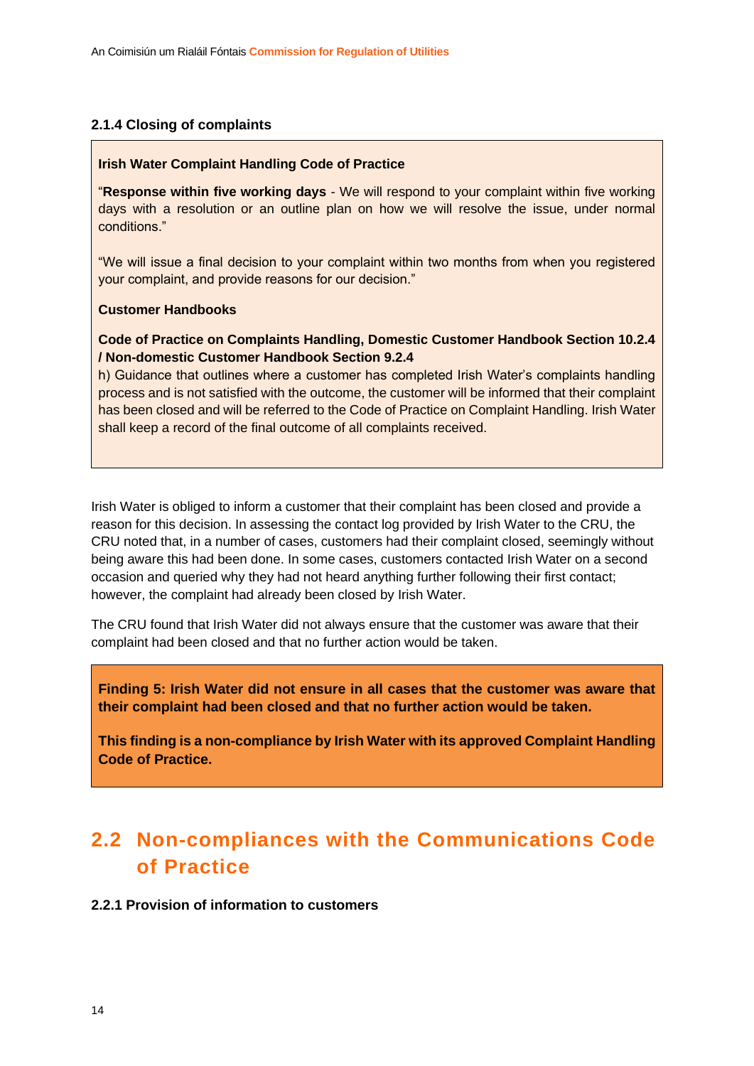#### 2.1.4 Closing of complaints

**Irish Water Complaint Handling Code of Practice**

"**Response within five working days** - We will respond to your complaint within five working days with a resolution or an outline plan on how we will resolve the issue, under normal conditions."

"We will issue a final decision to your complaint within two months from when you registered your complaint, and provide reasons for our decision."

**Customer Handbooks**

**Code of Practice on Complaints Handling, Domestic Customer Handbook Section 10.2.4 / Non-domestic Customer Handbook Section 9.2.4**

h) Guidance that outlines where a customer has completed Irish Water's complaints handling process and is not satisfied with the outcome, the customer will be informed that their complaint has been closed and will be referred to the Code of Practice on Complaint Handling. Irish Water shall keep a record of the final outcome of all complaints received.

Irish Water is obliged to inform a customer that their complaint has been closed and provide a reason for this decision. In assessing the contact log provided by Irish Water to the CRU, the CRU noted that, in a number of cases, customers had their complaint closed, seemingly without being aware this had been done. In some cases, customers contacted Irish Water on a second occasion and queried why they had not heard anything further following their first contact; however, the complaint had already been closed by Irish Water.

The CRU found that Irish Water did not always ensure that the customer was aware that their complaint had been closed and that no further action would be taken.

**Finding 5: Irish Water did not ensure in all cases that the customer was aware that their complaint had been closed and that no further action would be taken.**

**This finding is a non-compliance by Irish Water with its approved Complaint Handling Code of Practice.**

## 2.2 Non-compliances with the Communications Code of Practice

#### 2.2.1 Provision of information to customers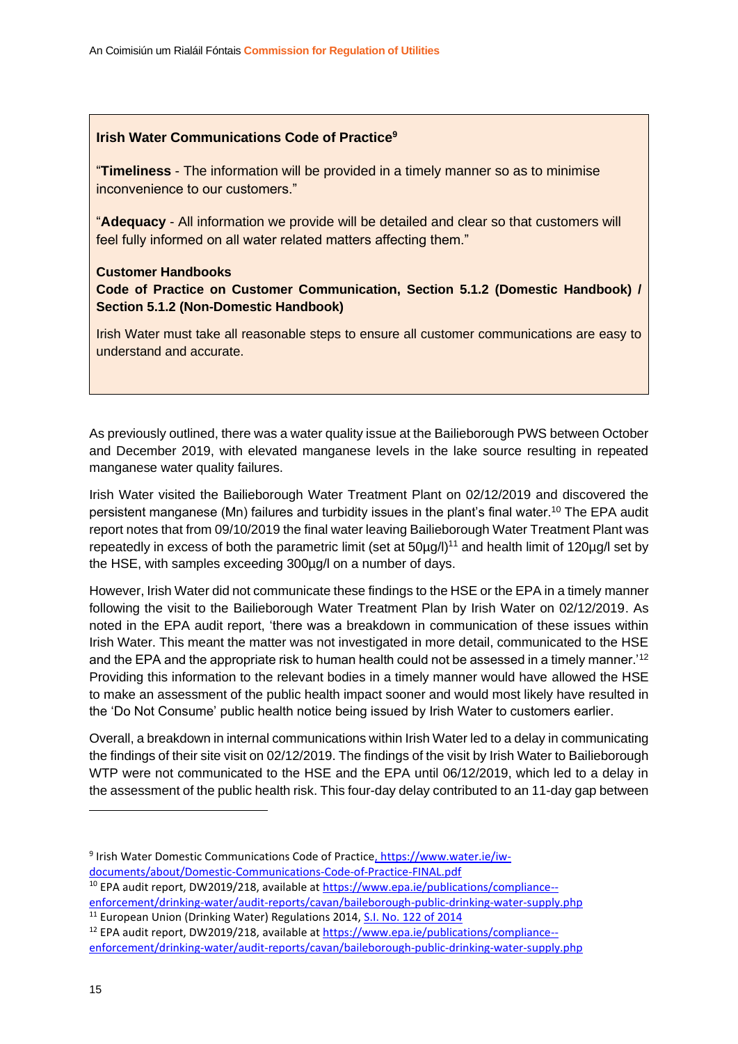> **Irish Water Communications Code of Practice**[9]
>
> "**Timeliness** - The information will be provided in a timely manner so as to minimise inconvenience to our customers."
>
> "**Adequacy** - All information we provide will be detailed and clear so that customers will feel fully informed on all water related matters affecting them."
>
> **Customer Handbooks**
>
> **Code of Practice on Customer Communication, Section 5.1.2 (Domestic Handbook) / Section 5.1.2 (Non-Domestic Handbook)**
>
> Irish Water must take all reasonable steps to ensure all customer communications are easy to understand and accurate.

As previously outlined, there was a water quality issue at the Bailieborough PWS between October and December 2019, with elevated manganese levels in the lake source resulting in repeated manganese water quality failures.

Irish Water visited the Bailieborough Water Treatment Plant on 02/12/2019 and discovered the persistent manganese (Mn) failures and turbidity issues in the plant's final water.[10] The EPA audit report notes that from 09/10/2019 the final water leaving Bailieborough Water Treatment Plant was repeatedly in excess of both the parametric limit (set at 50µg/l)[11] and health limit of 120µg/l set by the HSE, with samples exceeding 300µg/l on a number of days.

However, Irish Water did not communicate these findings to the HSE or the EPA in a timely manner following the visit to the Bailieborough Water Treatment Plan by Irish Water on 02/12/2019. As noted in the EPA audit report, 'there was a breakdown in communication of these issues within Irish Water. This meant the matter was not investigated in more detail, communicated to the HSE and the EPA and the appropriate risk to human health could not be assessed in a timely manner.'[12] Providing this information to the relevant bodies in a timely manner would have allowed the HSE to make an assessment of the public health impact sooner and would most likely have resulted in the 'Do Not Consume' public health notice being issued by Irish Water to customers earlier.

Overall, a breakdown in internal communications within Irish Water led to a delay in communicating the findings of their site visit on 02/12/2019. The findings of the visit by Irish Water to Bailieborough WTP were not communicated to the HSE and the EPA until 06/12/2019, which led to a delay in the assessment of the public health risk. This four-day delay contributed to an 11-day gap between

---

[9] Irish Water Domestic Communications Code of Practice, https://www.water.ie/iw-documents/about/Domestic-Communications-Code-of-Practice-FINAL.pdf

[10] EPA audit report, DW2019/218, available at https://www.epa.ie/publications/compliance--enforcement/drinking-water/audit-reports/cavan/baileborough-public-drinking-water-supply.php

[11] European Union (Drinking Water) Regulations 2014, S.I. No. 122 of 2014

[12] EPA audit report, DW2019/218, available at https://www.epa.ie/publications/compliance--enforcement/drinking-water/audit-reports/cavan/baileborough-public-drinking-water-supply.php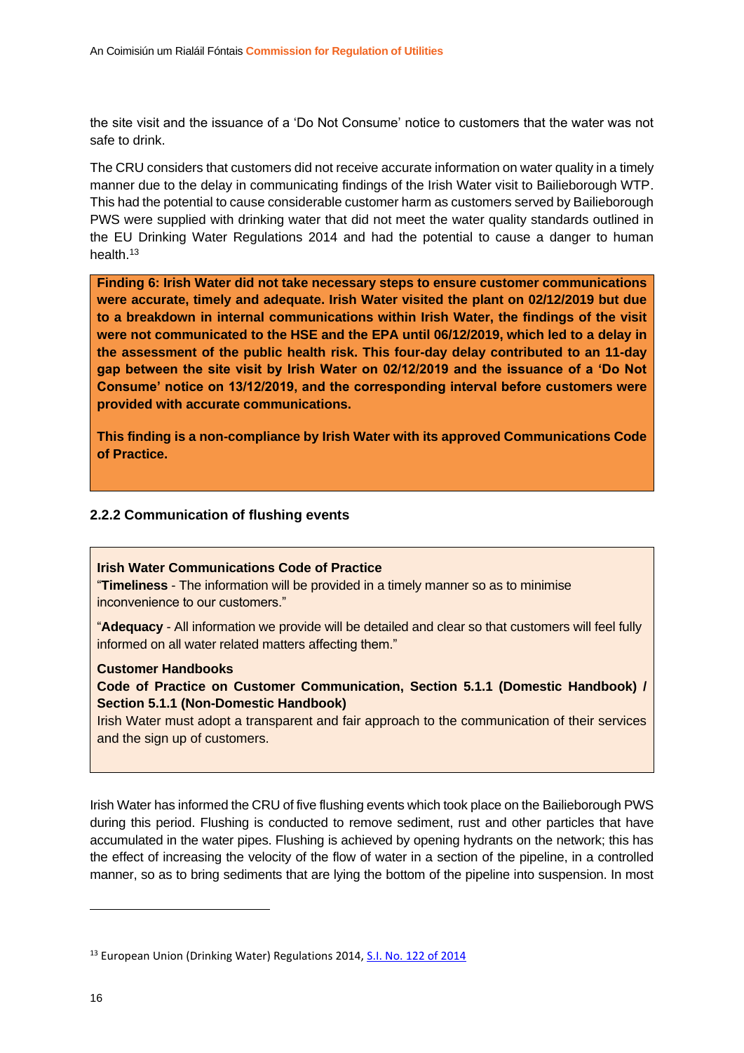the site visit and the issuance of a 'Do Not Consume' notice to customers that the water was not safe to drink.

The CRU considers that customers did not receive accurate information on water quality in a timely manner due to the delay in communicating findings of the Irish Water visit to Bailieborough WTP. This had the potential to cause considerable customer harm as customers served by Bailieborough PWS were supplied with drinking water that did not meet the water quality standards outlined in the EU Drinking Water Regulations 2014 and had the potential to cause a danger to human health.[13]

> **Finding 6: Irish Water did not take necessary steps to ensure customer communications were accurate, timely and adequate. Irish Water visited the plant on 02/12/2019 but due to a breakdown in internal communications within Irish Water, the findings of the visit were not communicated to the HSE and the EPA until 06/12/2019, which led to a delay in the assessment of the public health risk. This four-day delay contributed to an 11-day gap between the site visit by Irish Water on 02/12/2019 and the issuance of a 'Do Not Consume' notice on 13/12/2019, and the corresponding interval before customers were provided with accurate communications.**
>
> **This finding is a non-compliance by Irish Water with its approved Communications Code of Practice.**

### 2.2.2 Communication of flushing events

> **Irish Water Communications Code of Practice**
> "**Timeliness** - The information will be provided in a timely manner so as to minimise inconvenience to our customers."
>
> "**Adequacy** - All information we provide will be detailed and clear so that customers will feel fully informed on all water related matters affecting them."
>
> **Customer Handbooks**
> **Code of Practice on Customer Communication, Section 5.1.1 (Domestic Handbook) / Section 5.1.1 (Non-Domestic Handbook)**
> Irish Water must adopt a transparent and fair approach to the communication of their services and the sign up of customers.

Irish Water has informed the CRU of five flushing events which took place on the Bailieborough PWS during this period. Flushing is conducted to remove sediment, rust and other particles that have accumulated in the water pipes. Flushing is achieved by opening hydrants on the network; this has the effect of increasing the velocity of the flow of water in a section of the pipeline, in a controlled manner, so as to bring sediments that are lying the bottom of the pipeline into suspension. In most

[13] European Union (Drinking Water) Regulations 2014, S.I. No. 122 of 2014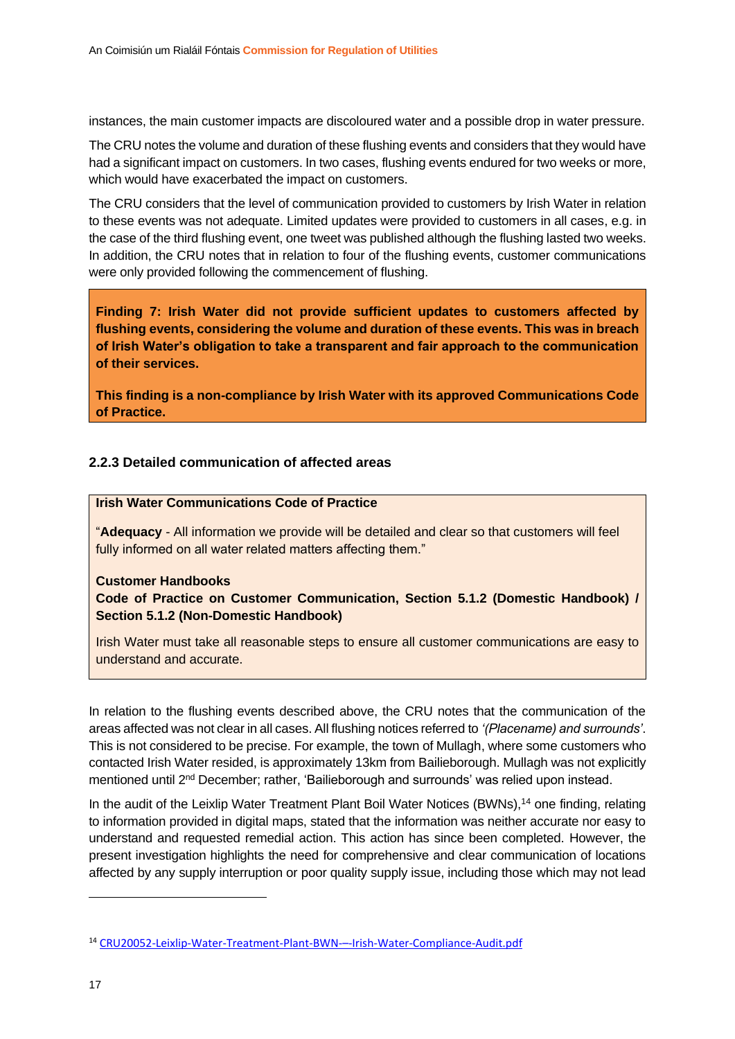instances, the main customer impacts are discoloured water and a possible drop in water pressure.

The CRU notes the volume and duration of these flushing events and considers that they would have had a significant impact on customers. In two cases, flushing events endured for two weeks or more, which would have exacerbated the impact on customers.

The CRU considers that the level of communication provided to customers by Irish Water in relation to these events was not adequate. Limited updates were provided to customers in all cases, e.g. in the case of the third flushing event, one tweet was published although the flushing lasted two weeks. In addition, the CRU notes that in relation to four of the flushing events, customer communications were only provided following the commencement of flushing.

**Finding 7: Irish Water did not provide sufficient updates to customers affected by flushing events, considering the volume and duration of these events. This was in breach of Irish Water's obligation to take a transparent and fair approach to the communication of their services.**

**This finding is a non-compliance by Irish Water with its approved Communications Code of Practice.**

### 2.2.3 Detailed communication of affected areas

**Irish Water Communications Code of Practice**

"**Adequacy** - All information we provide will be detailed and clear so that customers will feel fully informed on all water related matters affecting them."

**Customer Handbooks**
**Code of Practice on Customer Communication, Section 5.1.2 (Domestic Handbook) / Section 5.1.2 (Non-Domestic Handbook)**

Irish Water must take all reasonable steps to ensure all customer communications are easy to understand and accurate.

In relation to the flushing events described above, the CRU notes that the communication of the areas affected was not clear in all cases. All flushing notices referred to *'(Placename) and surrounds'*. This is not considered to be precise. For example, the town of Mullagh, where some customers who contacted Irish Water resided, is approximately 13km from Bailieborough. Mullagh was not explicitly mentioned until 2nd December; rather, 'Bailieborough and surrounds' was relied upon instead.

In the audit of the Leixlip Water Treatment Plant Boil Water Notices (BWNs),[14] one finding, relating to information provided in digital maps, stated that the information was neither accurate nor easy to understand and requested remedial action. This action has since been completed. However, the present investigation highlights the need for comprehensive and clear communication of locations affected by any supply interruption or poor quality supply issue, including those which may not lead

[14] CRU20052-Leixlip-Water-Treatment-Plant-BWN-–-Irish-Water-Compliance-Audit.pdf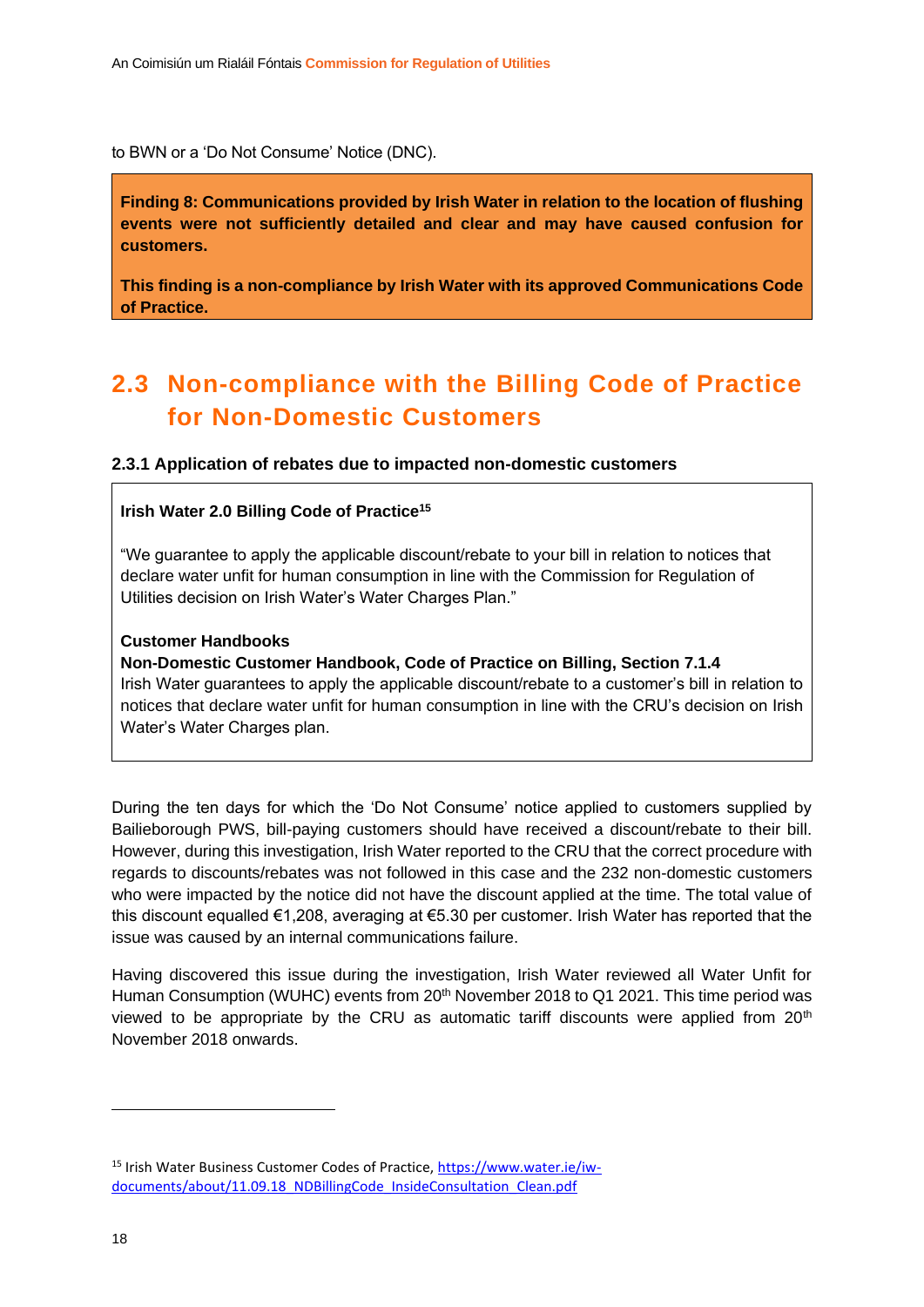to BWN or a 'Do Not Consume' Notice (DNC).

**Finding 8: Communications provided by Irish Water in relation to the location of flushing events were not sufficiently detailed and clear and may have caused confusion for customers.**

**This finding is a non-compliance by Irish Water with its approved Communications Code of Practice.**

## 2.3 Non-compliance with the Billing Code of Practice for Non-Domestic Customers

### 2.3.1 Application of rebates due to impacted non-domestic customers

**Irish Water 2.0 Billing Code of Practice[15]**

"We guarantee to apply the applicable discount/rebate to your bill in relation to notices that declare water unfit for human consumption in line with the Commission for Regulation of Utilities decision on Irish Water's Water Charges Plan."

**Customer Handbooks**

**Non-Domestic Customer Handbook, Code of Practice on Billing, Section 7.1.4**

Irish Water guarantees to apply the applicable discount/rebate to a customer's bill in relation to notices that declare water unfit for human consumption in line with the CRU's decision on Irish Water's Water Charges plan.

During the ten days for which the 'Do Not Consume' notice applied to customers supplied by Bailieborough PWS, bill-paying customers should have received a discount/rebate to their bill. However, during this investigation, Irish Water reported to the CRU that the correct procedure with regards to discounts/rebates was not followed in this case and the 232 non-domestic customers who were impacted by the notice did not have the discount applied at the time. The total value of this discount equalled €1,208, averaging at €5.30 per customer. Irish Water has reported that the issue was caused by an internal communications failure.

Having discovered this issue during the investigation, Irish Water reviewed all Water Unfit for Human Consumption (WUHC) events from 20th November 2018 to Q1 2021. This time period was viewed to be appropriate by the CRU as automatic tariff discounts were applied from 20th November 2018 onwards.

---

[15] Irish Water Business Customer Codes of Practice, https://www.water.ie/iw-documents/about/11.09.18_NDBillingCode_InsideConsultation_Clean.pdf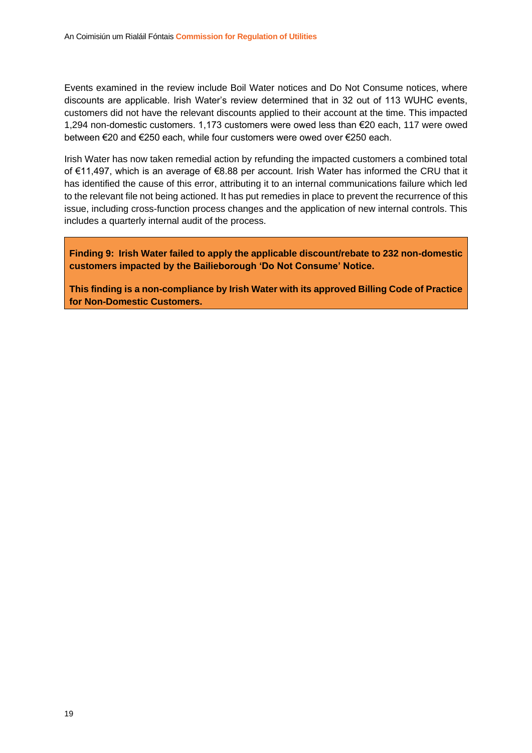Events examined in the review include Boil Water notices and Do Not Consume notices, where discounts are applicable. Irish Water's review determined that in 32 out of 113 WUHC events, customers did not have the relevant discounts applied to their account at the time. This impacted 1,294 non-domestic customers. 1,173 customers were owed less than €20 each, 117 were owed between €20 and €250 each, while four customers were owed over €250 each.

Irish Water has now taken remedial action by refunding the impacted customers a combined total of €11,497, which is an average of €8.88 per account. Irish Water has informed the CRU that it has identified the cause of this error, attributing it to an internal communications failure which led to the relevant file not being actioned. It has put remedies in place to prevent the recurrence of this issue, including cross-function process changes and the application of new internal controls. This includes a quarterly internal audit of the process.

> **Finding 9: Irish Water failed to apply the applicable discount/rebate to 232 non-domestic customers impacted by the Bailieborough 'Do Not Consume' Notice.**
>
> **This finding is a non-compliance by Irish Water with its approved Billing Code of Practice for Non-Domestic Customers.**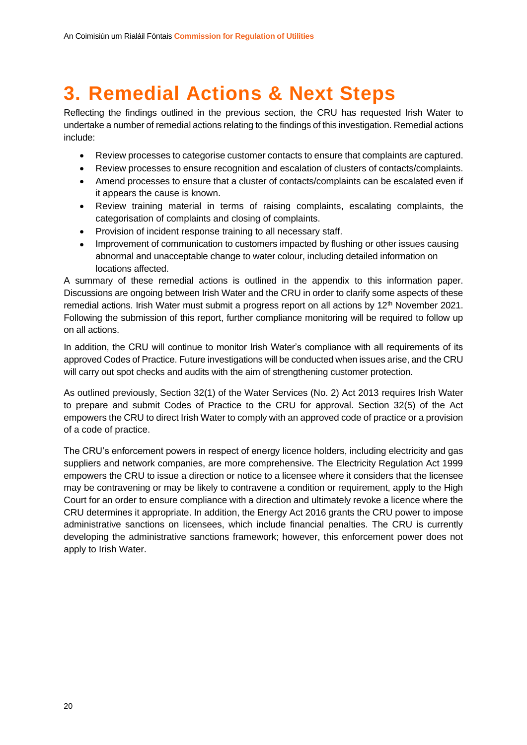# 3. Remedial Actions & Next Steps

Reflecting the findings outlined in the previous section, the CRU has requested Irish Water to undertake a number of remedial actions relating to the findings of this investigation. Remedial actions include:

- Review processes to categorise customer contacts to ensure that complaints are captured.
- Review processes to ensure recognition and escalation of clusters of contacts/complaints.
- Amend processes to ensure that a cluster of contacts/complaints can be escalated even if it appears the cause is known.
- Review training material in terms of raising complaints, escalating complaints, the categorisation of complaints and closing of complaints.
- Provision of incident response training to all necessary staff.
- Improvement of communication to customers impacted by flushing or other issues causing abnormal and unacceptable change to water colour, including detailed information on locations affected.

A summary of these remedial actions is outlined in the appendix to this information paper. Discussions are ongoing between Irish Water and the CRU in order to clarify some aspects of these remedial actions. Irish Water must submit a progress report on all actions by 12th November 2021. Following the submission of this report, further compliance monitoring will be required to follow up on all actions.

In addition, the CRU will continue to monitor Irish Water's compliance with all requirements of its approved Codes of Practice. Future investigations will be conducted when issues arise, and the CRU will carry out spot checks and audits with the aim of strengthening customer protection.

As outlined previously, Section 32(1) of the Water Services (No. 2) Act 2013 requires Irish Water to prepare and submit Codes of Practice to the CRU for approval. Section 32(5) of the Act empowers the CRU to direct Irish Water to comply with an approved code of practice or a provision of a code of practice.

The CRU's enforcement powers in respect of energy licence holders, including electricity and gas suppliers and network companies, are more comprehensive. The Electricity Regulation Act 1999 empowers the CRU to issue a direction or notice to a licensee where it considers that the licensee may be contravening or may be likely to contravene a condition or requirement, apply to the High Court for an order to ensure compliance with a direction and ultimately revoke a licence where the CRU determines it appropriate. In addition, the Energy Act 2016 grants the CRU power to impose administrative sanctions on licensees, which include financial penalties. The CRU is currently developing the administrative sanctions framework; however, this enforcement power does not apply to Irish Water.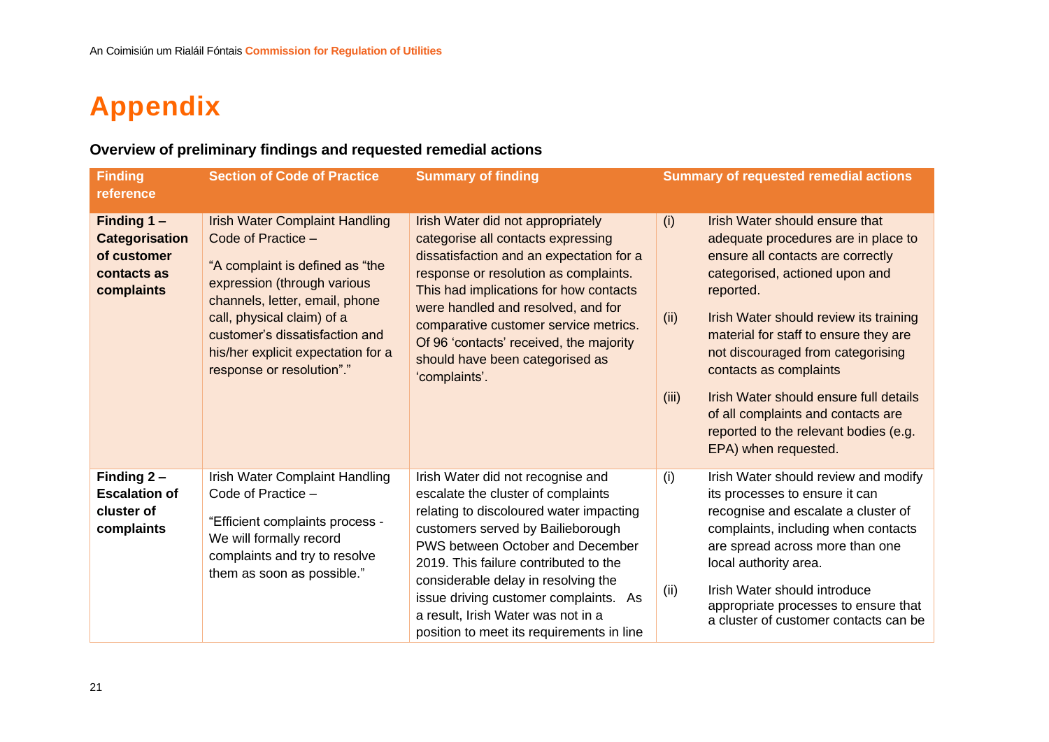# Appendix

**Overview of preliminary findings and requested remedial actions**

| Finding reference | Section of Code of Practice | Summary of finding | Summary of requested remedial actions |
|---|---|---|---|
| **Finding 1 – Categorisation of customer contacts as complaints** | Irish Water Complaint Handling Code of Practice – "A complaint is defined as "the expression (through various channels, letter, email, phone call, physical claim) of a customer's dissatisfaction and his/her explicit expectation for a response or resolution"." | Irish Water did not appropriately categorise all contacts expressing dissatisfaction and an expectation for a response or resolution as complaints. This had implications for how contacts were handled and resolved, and for comparative customer service metrics. Of 96 'contacts' received, the majority should have been categorised as 'complaints'. | (i) Irish Water should ensure that adequate procedures are in place to ensure all contacts are correctly categorised, actioned upon and reported. (ii) Irish Water should review its training material for staff to ensure they are not discouraged from categorising contacts as complaints (iii) Irish Water should ensure full details of all complaints and contacts are reported to the relevant bodies (e.g. EPA) when requested. |
| **Finding 2 – Escalation of cluster of complaints** | Irish Water Complaint Handling Code of Practice – "Efficient complaints process - We will formally record complaints and try to resolve them as soon as possible." | Irish Water did not recognise and escalate the cluster of complaints relating to discoloured water impacting customers served by Bailieborough PWS between October and December 2019. This failure contributed to the considerable delay in resolving the issue driving customer complaints. As a result, Irish Water was not in a position to meet its requirements in line | (i) Irish Water should review and modify its processes to ensure it can recognise and escalate a cluster of complaints, including when contacts are spread across more than one local authority area. (ii) Irish Water should introduce appropriate processes to ensure that a cluster of customer contacts can be |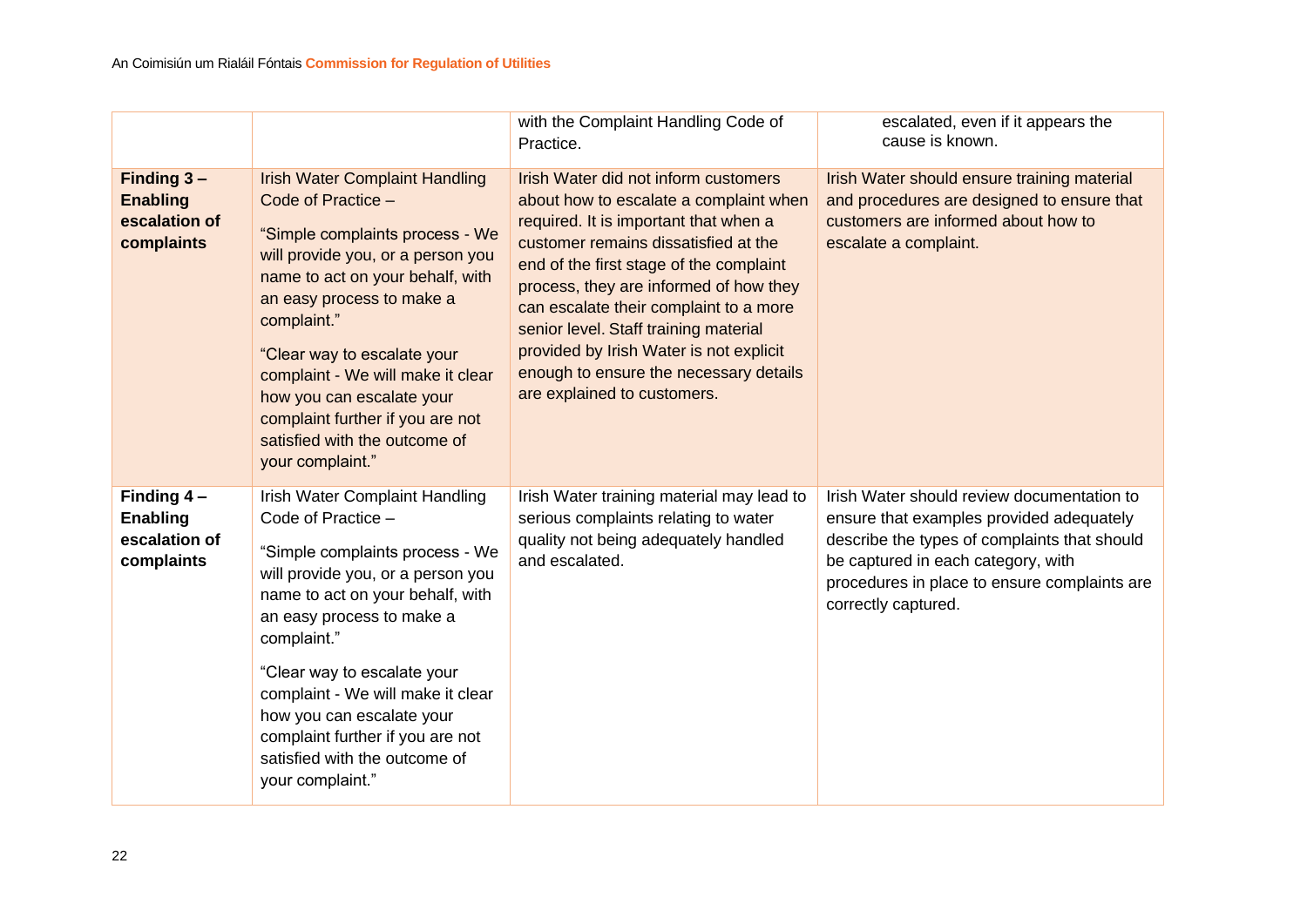| | | with the Complaint Handling Code of Practice. | escalated, even if it appears the cause is known. |
|---|---|---|---|
| **Finding 3 – Enabling escalation of complaints** | Irish Water Complaint Handling Code of Practice – <br><br>“Simple complaints process - We will provide you, or a person you name to act on your behalf, with an easy process to make a complaint.” <br><br>“Clear way to escalate your complaint - We will make it clear how you can escalate your complaint further if you are not satisfied with the outcome of your complaint.” | Irish Water did not inform customers about how to escalate a complaint when required. It is important that when a customer remains dissatisfied at the end of the first stage of the complaint process, they are informed of how they can escalate their complaint to a more senior level. Staff training material provided by Irish Water is not explicit enough to ensure the necessary details are explained to customers. | Irish Water should ensure training material and procedures are designed to ensure that customers are informed about how to escalate a complaint. |
| **Finding 4 – Enabling escalation of complaints** | Irish Water Complaint Handling Code of Practice – <br><br>“Simple complaints process - We will provide you, or a person you name to act on your behalf, with an easy process to make a complaint.” <br><br>“Clear way to escalate your complaint - We will make it clear how you can escalate your complaint further if you are not satisfied with the outcome of your complaint.” | Irish Water training material may lead to serious complaints relating to water quality not being adequately handled and escalated. | Irish Water should review documentation to ensure that examples provided adequately describe the types of complaints that should be captured in each category, with procedures in place to ensure complaints are correctly captured. |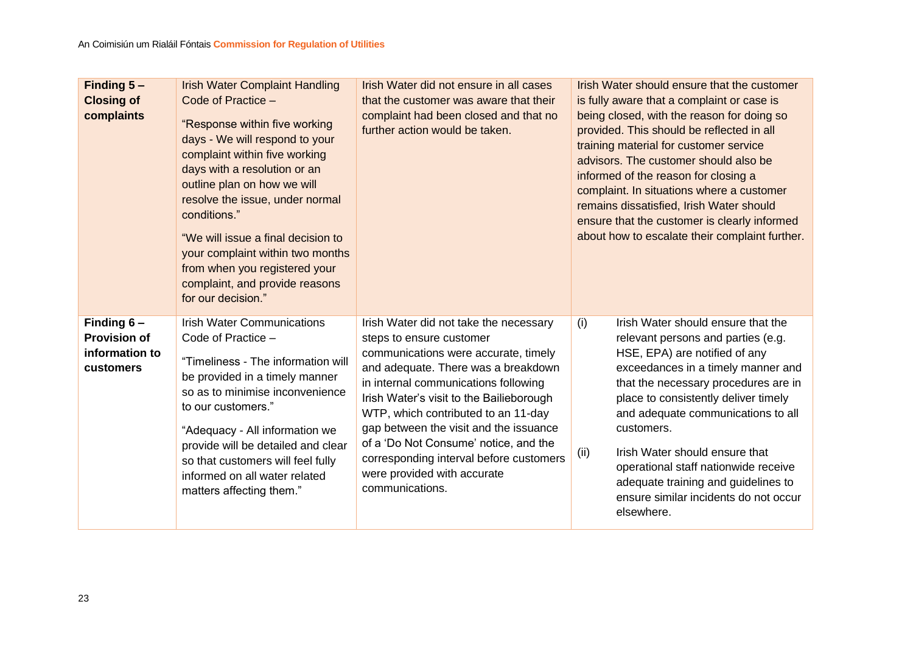| **Finding 5 – Closing of complaints** | Irish Water Complaint Handling Code of Practice – “Response within five working days - We will respond to your complaint within five working days with a resolution or an outline plan on how we will resolve the issue, under normal conditions.” “We will issue a final decision to your complaint within two months from when you registered your complaint, and provide reasons for our decision.” | Irish Water did not ensure in all cases that the customer was aware that their complaint had been closed and that no further action would be taken. | Irish Water should ensure that the customer is fully aware that a complaint or case is being closed, with the reason for doing so provided. This should be reflected in all training material for customer service advisors. The customer should also be informed of the reason for closing a complaint. In situations where a customer remains dissatisfied, Irish Water should ensure that the customer is clearly informed about how to escalate their complaint further. |
|---|---|---|---|
| **Finding 6 – Provision of information to customers** | Irish Water Communications Code of Practice – “Timeliness - The information will be provided in a timely manner so as to minimise inconvenience to our customers.” “Adequacy - All information we provide will be detailed and clear so that customers will feel fully informed on all water related matters affecting them.” | Irish Water did not take the necessary steps to ensure customer communications were accurate, timely and adequate. There was a breakdown in internal communications following Irish Water’s visit to the Bailieborough WTP, which contributed to an 11-day gap between the visit and the issuance of a ‘Do Not Consume’ notice, and the corresponding interval before customers were provided with accurate communications. | (i) Irish Water should ensure that the relevant persons and parties (e.g. HSE, EPA) are notified of any exceedances in a timely manner and that the necessary procedures are in place to consistently deliver timely and adequate communications to all customers. (ii) Irish Water should ensure that operational staff nationwide receive adequate training and guidelines to ensure similar incidents do not occur elsewhere. |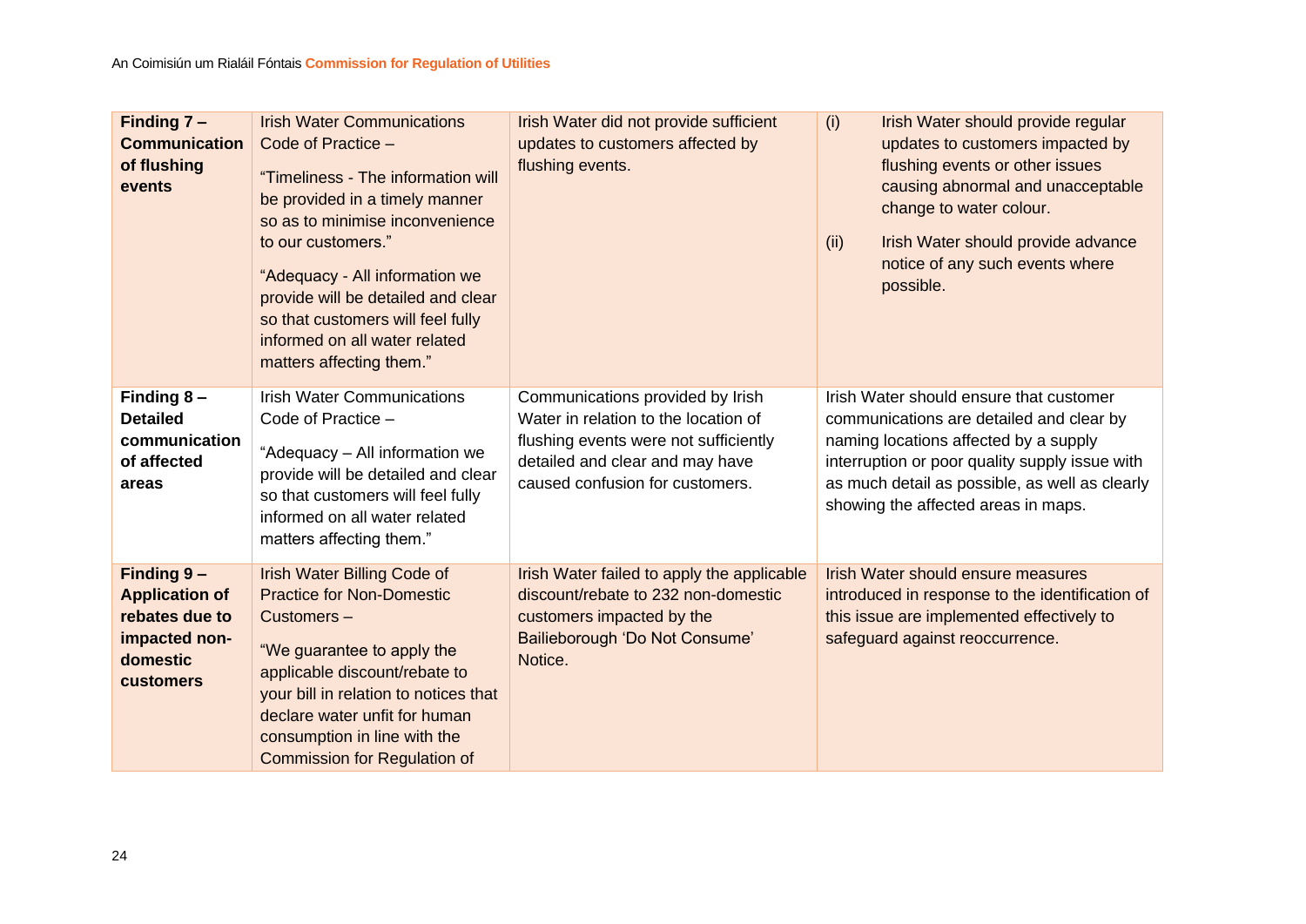| **Finding 7 – Communication of flushing events** | Irish Water Communications Code of Practice – “Timeliness - The information will be provided in a timely manner so as to minimise inconvenience to our customers.” “Adequacy - All information we provide will be detailed and clear so that customers will feel fully informed on all water related matters affecting them.” | Irish Water did not provide sufficient updates to customers affected by flushing events. | (i) Irish Water should provide regular updates to customers impacted by flushing events or other issues causing abnormal and unacceptable change to water colour. (ii) Irish Water should provide advance notice of any such events where possible. |
|---|---|---|---|
| **Finding 8 – Detailed communication of affected areas** | Irish Water Communications Code of Practice – “Adequacy – All information we provide will be detailed and clear so that customers will feel fully informed on all water related matters affecting them.” | Communications provided by Irish Water in relation to the location of flushing events were not sufficiently detailed and clear and may have caused confusion for customers. | Irish Water should ensure that customer communications are detailed and clear by naming locations affected by a supply interruption or poor quality supply issue with as much detail as possible, as well as clearly showing the affected areas in maps. |
| **Finding 9 – Application of rebates due to impacted non-domestic customers** | Irish Water Billing Code of Practice for Non-Domestic Customers – “We guarantee to apply the applicable discount/rebate to your bill in relation to notices that declare water unfit for human consumption in line with the Commission for Regulation of | Irish Water failed to apply the applicable discount/rebate to 232 non-domestic customers impacted by the Bailieborough ‘Do Not Consume’ Notice. | Irish Water should ensure measures introduced in response to the identification of this issue are implemented effectively to safeguard against reoccurrence. |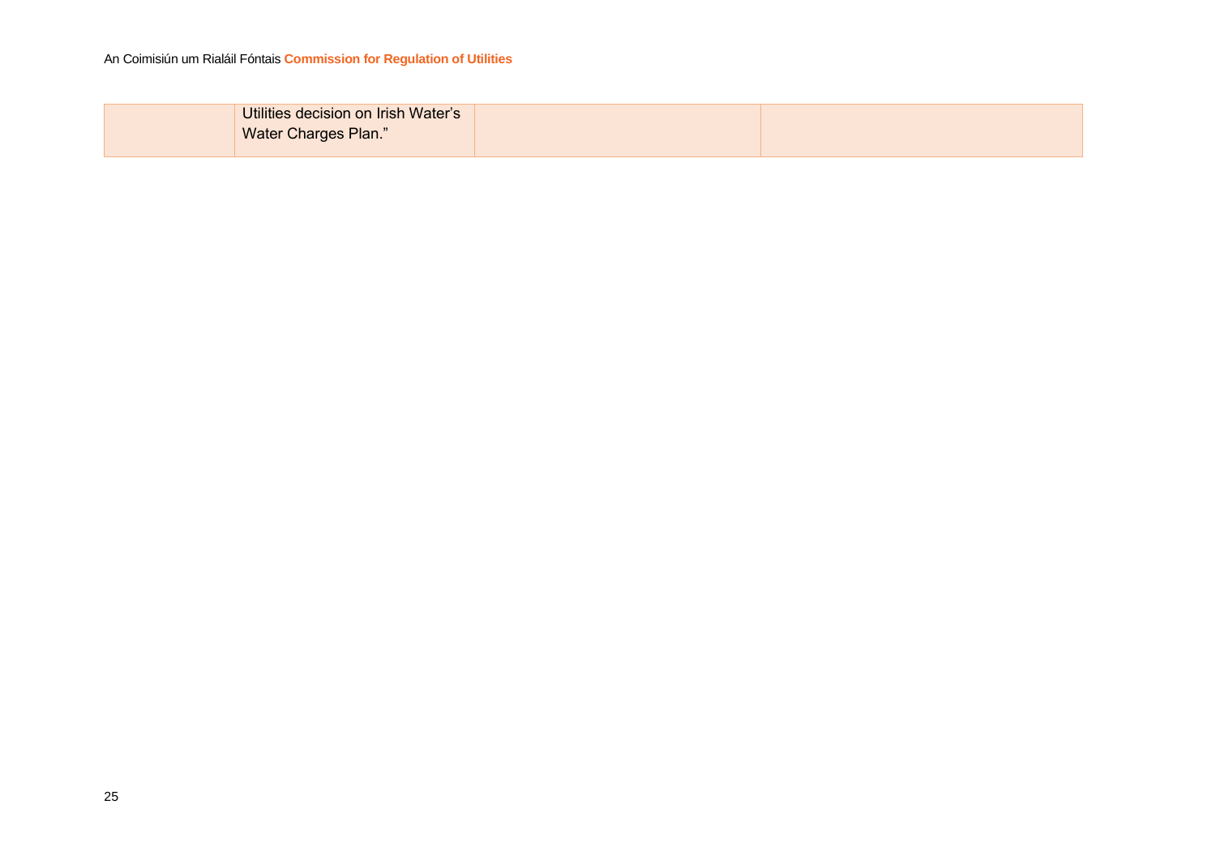| | | | |
|---|---|---|---|
| | Utilities decision on Irish Water's Water Charges Plan." | | |